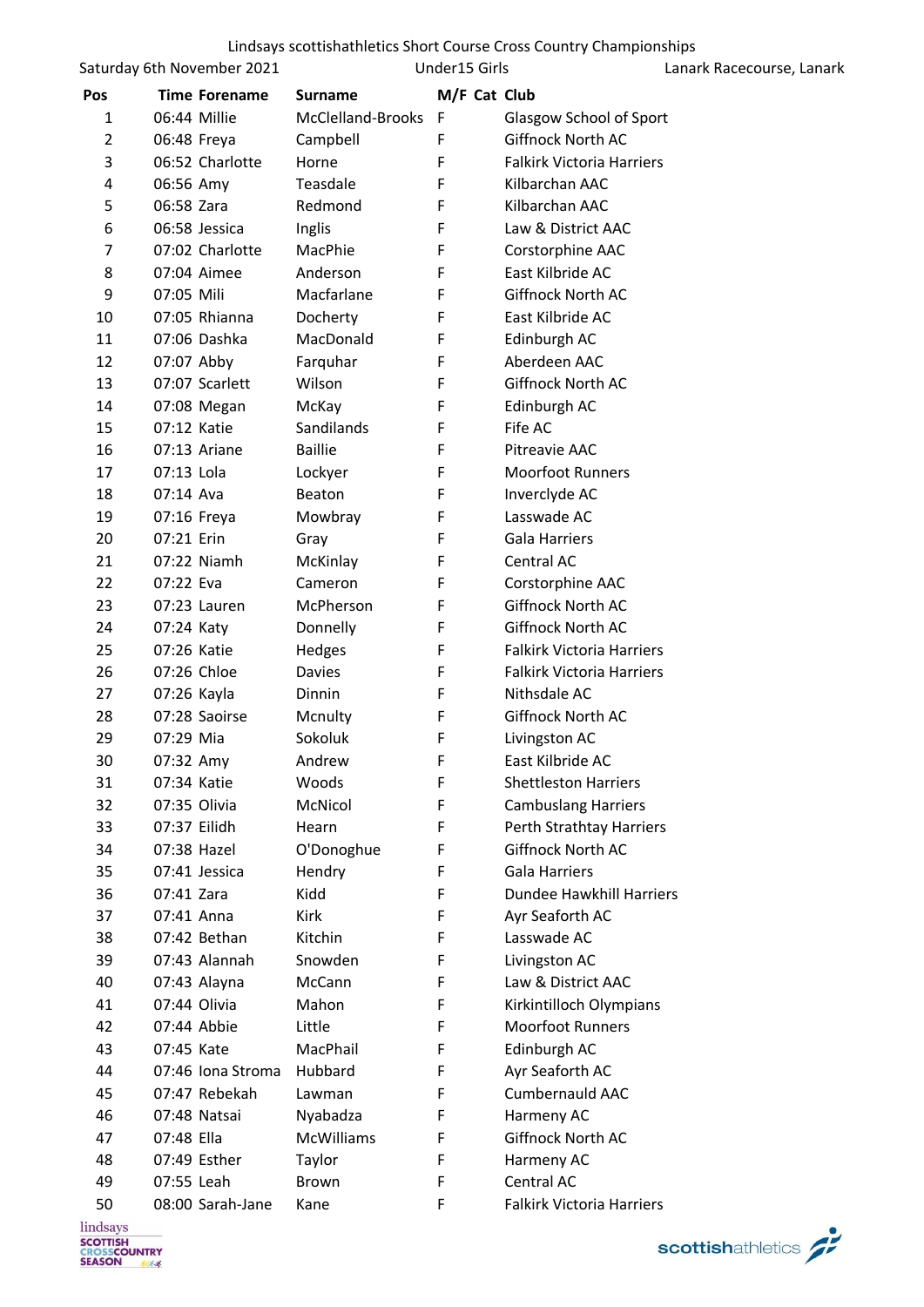Lindsays scottishathletics Short Course Cross Country Championships

Saturday 6th November 2021 | Under15 Girls | Lanark Racecourse, Lanark

| Pos | Time | Forename | Surname | M/F | Cat | Club |
|---|---|---|---|---|---|---|
| 1 | 06:44 | Millie | McClelland-Brooks | F | | Glasgow School of Sport |
| 2 | 06:48 | Freya | Campbell | F | | Giffnock North AC |
| 3 | 06:52 | Charlotte | Horne | F | | Falkirk Victoria Harriers |
| 4 | 06:56 | Amy | Teasdale | F | | Kilbarchan AAC |
| 5 | 06:58 | Zara | Redmond | F | | Kilbarchan AAC |
| 6 | 06:58 | Jessica | Inglis | F | | Law & District AAC |
| 7 | 07:02 | Charlotte | MacPhie | F | | Corstorphine AAC |
| 8 | 07:04 | Aimee | Anderson | F | | East Kilbride AC |
| 9 | 07:05 | Mili | Macfarlane | F | | Giffnock North AC |
| 10 | 07:05 | Rhianna | Docherty | F | | East Kilbride AC |
| 11 | 07:06 | Dashka | MacDonald | F | | Edinburgh AC |
| 12 | 07:07 | Abby | Farquhar | F | | Aberdeen AAC |
| 13 | 07:07 | Scarlett | Wilson | F | | Giffnock North AC |
| 14 | 07:08 | Megan | McKay | F | | Edinburgh AC |
| 15 | 07:12 | Katie | Sandilands | F | | Fife AC |
| 16 | 07:13 | Ariane | Baillie | F | | Pitreavie AAC |
| 17 | 07:13 | Lola | Lockyer | F | | Moorfoot Runners |
| 18 | 07:14 | Ava | Beaton | F | | Inverclyde AC |
| 19 | 07:16 | Freya | Mowbray | F | | Lasswade AC |
| 20 | 07:21 | Erin | Gray | F | | Gala Harriers |
| 21 | 07:22 | Niamh | McKinlay | F | | Central AC |
| 22 | 07:22 | Eva | Cameron | F | | Corstorphine AAC |
| 23 | 07:23 | Lauren | McPherson | F | | Giffnock North AC |
| 24 | 07:24 | Katy | Donnelly | F | | Giffnock North AC |
| 25 | 07:26 | Katie | Hedges | F | | Falkirk Victoria Harriers |
| 26 | 07:26 | Chloe | Davies | F | | Falkirk Victoria Harriers |
| 27 | 07:26 | Kayla | Dinnin | F | | Nithsdale AC |
| 28 | 07:28 | Saoirse | Mcnulty | F | | Giffnock North AC |
| 29 | 07:29 | Mia | Sokoluk | F | | Livingston AC |
| 30 | 07:32 | Amy | Andrew | F | | East Kilbride AC |
| 31 | 07:34 | Katie | Woods | F | | Shettleston Harriers |
| 32 | 07:35 | Olivia | McNicol | F | | Cambuslang Harriers |
| 33 | 07:37 | Eilidh | Hearn | F | | Perth Strathtay Harriers |
| 34 | 07:38 | Hazel | O'Donoghue | F | | Giffnock North AC |
| 35 | 07:41 | Jessica | Hendry | F | | Gala Harriers |
| 36 | 07:41 | Zara | Kidd | F | | Dundee Hawkhill Harriers |
| 37 | 07:41 | Anna | Kirk | F | | Ayr Seaforth AC |
| 38 | 07:42 | Bethan | Kitchin | F | | Lasswade AC |
| 39 | 07:43 | Alannah | Snowden | F | | Livingston AC |
| 40 | 07:43 | Alayna | McCann | F | | Law & District AAC |
| 41 | 07:44 | Olivia | Mahon | F | | Kirkintilloch Olympians |
| 42 | 07:44 | Abbie | Little | F | | Moorfoot Runners |
| 43 | 07:45 | Kate | MacPhail | F | | Edinburgh AC |
| 44 | 07:46 | Iona Stroma | Hubbard | F | | Ayr Seaforth AC |
| 45 | 07:47 | Rebekah | Lawman | F | | Cumbernauld AAC |
| 46 | 07:48 | Natsai | Nyabadza | F | | Harmeny AC |
| 47 | 07:48 | Ella | McWilliams | F | | Giffnock North AC |
| 48 | 07:49 | Esther | Taylor | F | | Harmeny AC |
| 49 | 07:55 | Leah | Brown | F | | Central AC |
| 50 | 08:00 | Sarah-Jane | Kane | F | | Falkirk Victoria Harriers |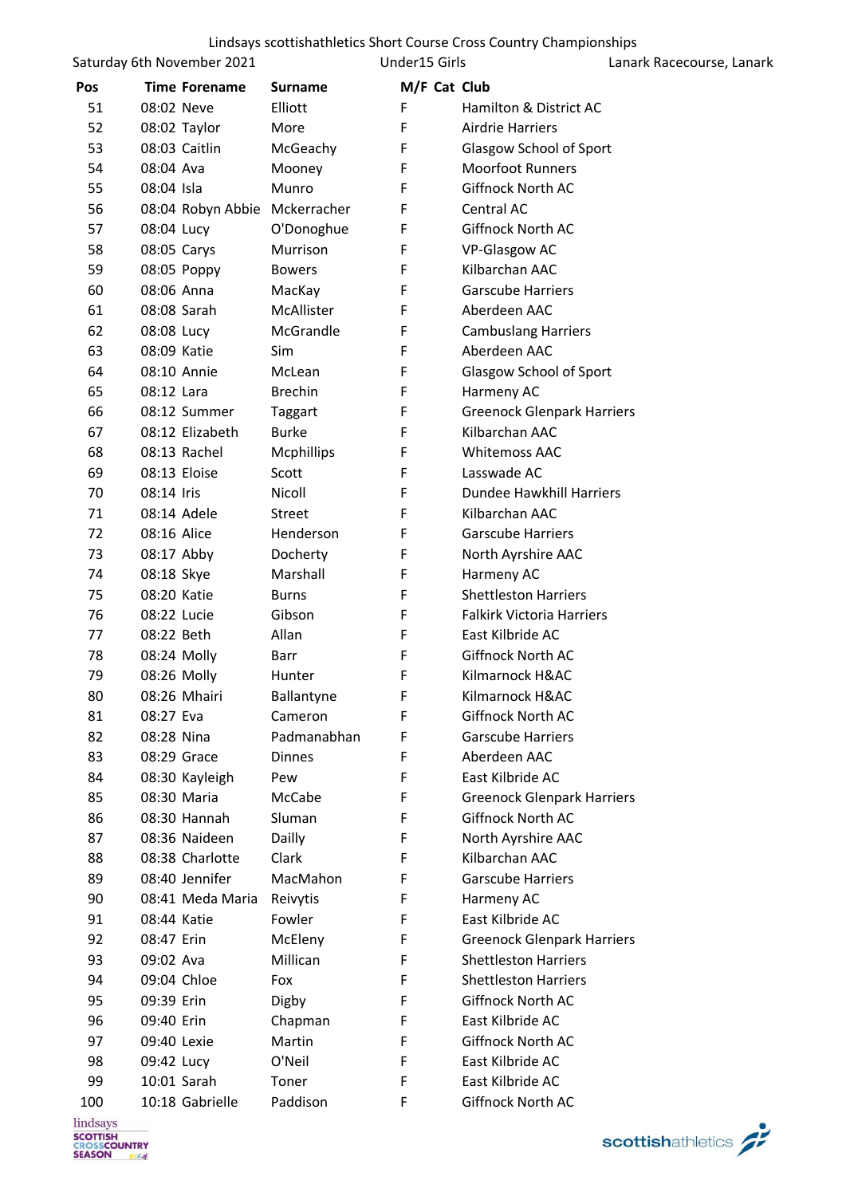Lindsays scottishathletics Short Course Cross Country Championships

Saturday 6th November 2021 | Under15 Girls | Lanark Racecourse, Lanark

| Pos | Time | Forename | Surname | M/F | Cat | Club |
|---|---|---|---|---|---|---|
| 51 | 08:02 | Neve | Elliott | F | | Hamilton & District AC |
| 52 | 08:02 | Taylor | More | F | | Airdrie Harriers |
| 53 | 08:03 | Caitlin | McGeachy | F | | Glasgow School of Sport |
| 54 | 08:04 | Ava | Mooney | F | | Moorfoot Runners |
| 55 | 08:04 | Isla | Munro | F | | Giffnock North AC |
| 56 | 08:04 | Robyn Abbie | Mckerracher | F | | Central AC |
| 57 | 08:04 | Lucy | O'Donoghue | F | | Giffnock North AC |
| 58 | 08:05 | Carys | Murrison | F | | VP-Glasgow AC |
| 59 | 08:05 | Poppy | Bowers | F | | Kilbarchan AAC |
| 60 | 08:06 | Anna | MacKay | F | | Garscube Harriers |
| 61 | 08:08 | Sarah | McAllister | F | | Aberdeen AAC |
| 62 | 08:08 | Lucy | McGrandle | F | | Cambuslang Harriers |
| 63 | 08:09 | Katie | Sim | F | | Aberdeen AAC |
| 64 | 08:10 | Annie | McLean | F | | Glasgow School of Sport |
| 65 | 08:12 | Lara | Brechin | F | | Harmeny AC |
| 66 | 08:12 | Summer | Taggart | F | | Greenock Glenpark Harriers |
| 67 | 08:12 | Elizabeth | Burke | F | | Kilbarchan AAC |
| 68 | 08:13 | Rachel | Mcphillips | F | | Whitemoss AAC |
| 69 | 08:13 | Eloise | Scott | F | | Lasswade AC |
| 70 | 08:14 | Iris | Nicoll | F | | Dundee Hawkhill Harriers |
| 71 | 08:14 | Adele | Street | F | | Kilbarchan AAC |
| 72 | 08:16 | Alice | Henderson | F | | Garscube Harriers |
| 73 | 08:17 | Abby | Docherty | F | | North Ayrshire AAC |
| 74 | 08:18 | Skye | Marshall | F | | Harmeny AC |
| 75 | 08:20 | Katie | Burns | F | | Shettleston Harriers |
| 76 | 08:22 | Lucie | Gibson | F | | Falkirk Victoria Harriers |
| 77 | 08:22 | Beth | Allan | F | | East Kilbride AC |
| 78 | 08:24 | Molly | Barr | F | | Giffnock North AC |
| 79 | 08:26 | Molly | Hunter | F | | Kilmarnock H&AC |
| 80 | 08:26 | Mhairi | Ballantyne | F | | Kilmarnock H&AC |
| 81 | 08:27 | Eva | Cameron | F | | Giffnock North AC |
| 82 | 08:28 | Nina | Padmanabhan | F | | Garscube Harriers |
| 83 | 08:29 | Grace | Dinnes | F | | Aberdeen AAC |
| 84 | 08:30 | Kayleigh | Pew | F | | East Kilbride AC |
| 85 | 08:30 | Maria | McCabe | F | | Greenock Glenpark Harriers |
| 86 | 08:30 | Hannah | Sluman | F | | Giffnock North AC |
| 87 | 08:36 | Naideen | Dailly | F | | North Ayrshire AAC |
| 88 | 08:38 | Charlotte | Clark | F | | Kilbarchan AAC |
| 89 | 08:40 | Jennifer | MacMahon | F | | Garscube Harriers |
| 90 | 08:41 | Meda Maria | Reivytis | F | | Harmeny AC |
| 91 | 08:44 | Katie | Fowler | F | | East Kilbride AC |
| 92 | 08:47 | Erin | McEleny | F | | Greenock Glenpark Harriers |
| 93 | 09:02 | Ava | Millican | F | | Shettleston Harriers |
| 94 | 09:04 | Chloe | Fox | F | | Shettleston Harriers |
| 95 | 09:39 | Erin | Digby | F | | Giffnock North AC |
| 96 | 09:40 | Erin | Chapman | F | | East Kilbride AC |
| 97 | 09:40 | Lexie | Martin | F | | Giffnock North AC |
| 98 | 09:42 | Lucy | O'Neil | F | | East Kilbride AC |
| 99 | 10:01 | Sarah | Toner | F | | East Kilbride AC |
| 100 | 10:18 | Gabrielle | Paddison | F | | Giffnock North AC |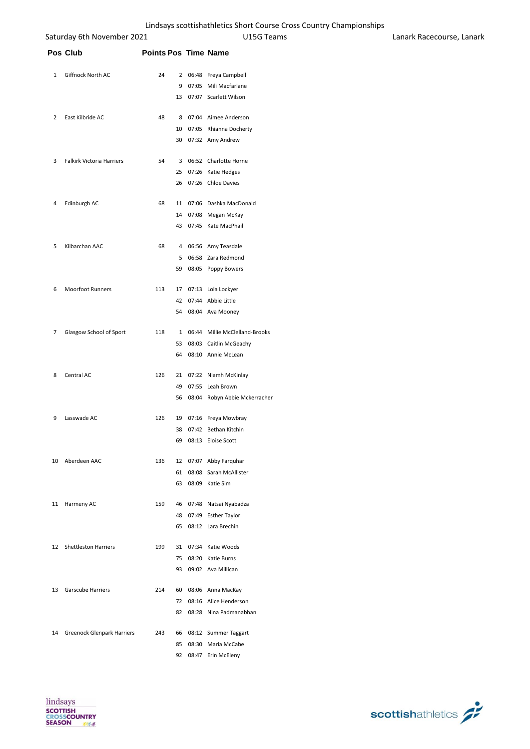Lindsays scottishathletics Short Course Cross Country Championships

Saturday 6th November 2021 | U15G Teams | Lanark Racecourse, Lanark

| Pos | Club | Points | Pos | Time | Name |
|---|---|---|---|---|---|
| 1 | Giffnock North AC | 24 | 2 | 06:48 | Freya Campbell |
| | | | 9 | 07:05 | Mili Macfarlane |
| | | | 13 | 07:07 | Scarlett Wilson |
| 2 | East Kilbride AC | 48 | 8 | 07:04 | Aimee Anderson |
| | | | 10 | 07:05 | Rhianna Docherty |
| | | | 30 | 07:32 | Amy Andrew |
| 3 | Falkirk Victoria Harriers | 54 | 3 | 06:52 | Charlotte Horne |
| | | | 25 | 07:26 | Katie Hedges |
| | | | 26 | 07:26 | Chloe Davies |
| 4 | Edinburgh AC | 68 | 11 | 07:06 | Dashka MacDonald |
| | | | 14 | 07:08 | Megan McKay |
| | | | 43 | 07:45 | Kate MacPhail |
| 5 | Kilbarchan AAC | 68 | 4 | 06:56 | Amy Teasdale |
| | | | 5 | 06:58 | Zara Redmond |
| | | | 59 | 08:05 | Poppy Bowers |
| 6 | Moorfoot Runners | 113 | 17 | 07:13 | Lola Lockyer |
| | | | 42 | 07:44 | Abbie Little |
| | | | 54 | 08:04 | Ava Mooney |
| 7 | Glasgow School of Sport | 118 | 1 | 06:44 | Millie McClelland-Brooks |
| | | | 53 | 08:03 | Caitlin McGeachy |
| | | | 64 | 08:10 | Annie McLean |
| 8 | Central AC | 126 | 21 | 07:22 | Niamh McKinlay |
| | | | 49 | 07:55 | Leah Brown |
| | | | 56 | 08:04 | Robyn Abbie Mckerracher |
| 9 | Lasswade AC | 126 | 19 | 07:16 | Freya Mowbray |
| | | | 38 | 07:42 | Bethan Kitchin |
| | | | 69 | 08:13 | Eloise Scott |
| 10 | Aberdeen AAC | 136 | 12 | 07:07 | Abby Farquhar |
| | | | 61 | 08:08 | Sarah McAllister |
| | | | 63 | 08:09 | Katie Sim |
| 11 | Harmeny AC | 159 | 46 | 07:48 | Natsai Nyabadza |
| | | | 48 | 07:49 | Esther Taylor |
| | | | 65 | 08:12 | Lara Brechin |
| 12 | Shettleston Harriers | 199 | 31 | 07:34 | Katie Woods |
| | | | 75 | 08:20 | Katie Burns |
| | | | 93 | 09:02 | Ava Millican |
| 13 | Garscube Harriers | 214 | 60 | 08:06 | Anna MacKay |
| | | | 72 | 08:16 | Alice Henderson |
| | | | 82 | 08:28 | Nina Padmanabhan |
| 14 | Greenock Glenpark Harriers | 243 | 66 | 08:12 | Summer Taggart |
| | | | 85 | 08:30 | Maria McCabe |
| | | | 92 | 08:47 | Erin McEleny |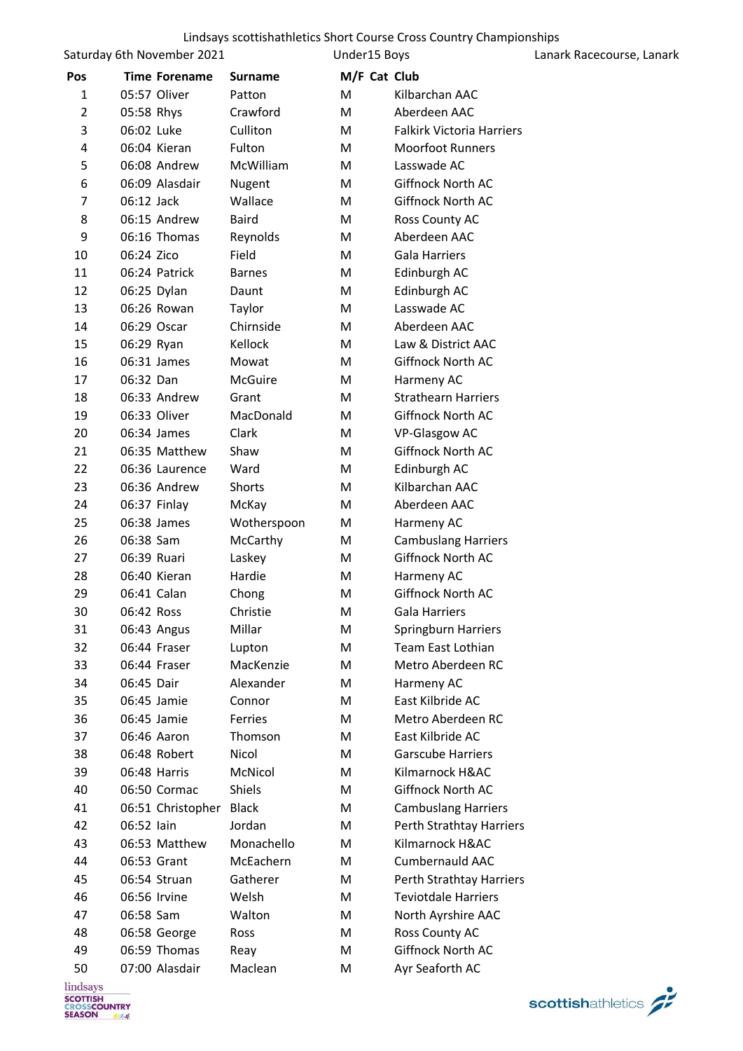Lindsays scottishathletics Short Course Cross Country Championships

Saturday 6th November 2021 | Under15 Boys | Lanark Racecourse, Lanark

| Pos | Time | Forename | Surname | M/F | Cat | Club |
|---|---|---|---|---|---|---|
| 1 | 05:57 | Oliver | Patton | M | | Kilbarchan AAC |
| 2 | 05:58 | Rhys | Crawford | M | | Aberdeen AAC |
| 3 | 06:02 | Luke | Culliton | M | | Falkirk Victoria Harriers |
| 4 | 06:04 | Kieran | Fulton | M | | Moorfoot Runners |
| 5 | 06:08 | Andrew | McWilliam | M | | Lasswade AC |
| 6 | 06:09 | Alasdair | Nugent | M | | Giffnock North AC |
| 7 | 06:12 | Jack | Wallace | M | | Giffnock North AC |
| 8 | 06:15 | Andrew | Baird | M | | Ross County AC |
| 9 | 06:16 | Thomas | Reynolds | M | | Aberdeen AAC |
| 10 | 06:24 | Zico | Field | M | | Gala Harriers |
| 11 | 06:24 | Patrick | Barnes | M | | Edinburgh AC |
| 12 | 06:25 | Dylan | Daunt | M | | Edinburgh AC |
| 13 | 06:26 | Rowan | Taylor | M | | Lasswade AC |
| 14 | 06:29 | Oscar | Chirnside | M | | Aberdeen AAC |
| 15 | 06:29 | Ryan | Kellock | M | | Law & District AAC |
| 16 | 06:31 | James | Mowat | M | | Giffnock North AC |
| 17 | 06:32 | Dan | McGuire | M | | Harmeny AC |
| 18 | 06:33 | Andrew | Grant | M | | Strathearn Harriers |
| 19 | 06:33 | Oliver | MacDonald | M | | Giffnock North AC |
| 20 | 06:34 | James | Clark | M | | VP-Glasgow AC |
| 21 | 06:35 | Matthew | Shaw | M | | Giffnock North AC |
| 22 | 06:36 | Laurence | Ward | M | | Edinburgh AC |
| 23 | 06:36 | Andrew | Shorts | M | | Kilbarchan AAC |
| 24 | 06:37 | Finlay | McKay | M | | Aberdeen AAC |
| 25 | 06:38 | James | Wotherspoon | M | | Harmeny AC |
| 26 | 06:38 | Sam | McCarthy | M | | Cambuslang Harriers |
| 27 | 06:39 | Ruari | Laskey | M | | Giffnock North AC |
| 28 | 06:40 | Kieran | Hardie | M | | Harmeny AC |
| 29 | 06:41 | Calan | Chong | M | | Giffnock North AC |
| 30 | 06:42 | Ross | Christie | M | | Gala Harriers |
| 31 | 06:43 | Angus | Millar | M | | Springburn Harriers |
| 32 | 06:44 | Fraser | Lupton | M | | Team East Lothian |
| 33 | 06:44 | Fraser | MacKenzie | M | | Metro Aberdeen RC |
| 34 | 06:45 | Dair | Alexander | M | | Harmeny AC |
| 35 | 06:45 | Jamie | Connor | M | | East Kilbride AC |
| 36 | 06:45 | Jamie | Ferries | M | | Metro Aberdeen RC |
| 37 | 06:46 | Aaron | Thomson | M | | East Kilbride AC |
| 38 | 06:48 | Robert | Nicol | M | | Garscube Harriers |
| 39 | 06:48 | Harris | McNicol | M | | Kilmarnock H&AC |
| 40 | 06:50 | Cormac | Shiels | M | | Giffnock North AC |
| 41 | 06:51 | Christopher | Black | M | | Cambuslang Harriers |
| 42 | 06:52 | Iain | Jordan | M | | Perth Strathtay Harriers |
| 43 | 06:53 | Matthew | Monachello | M | | Kilmarnock H&AC |
| 44 | 06:53 | Grant | McEachern | M | | Cumbernauld AAC |
| 45 | 06:54 | Struan | Gatherer | M | | Perth Strathtay Harriers |
| 46 | 06:56 | Irvine | Welsh | M | | Teviotdale Harriers |
| 47 | 06:58 | Sam | Walton | M | | North Ayrshire AAC |
| 48 | 06:58 | George | Ross | M | | Ross County AC |
| 49 | 06:59 | Thomas | Reay | M | | Giffnock North AC |
| 50 | 07:00 | Alasdair | Maclean | M | | Ayr Seaforth AC |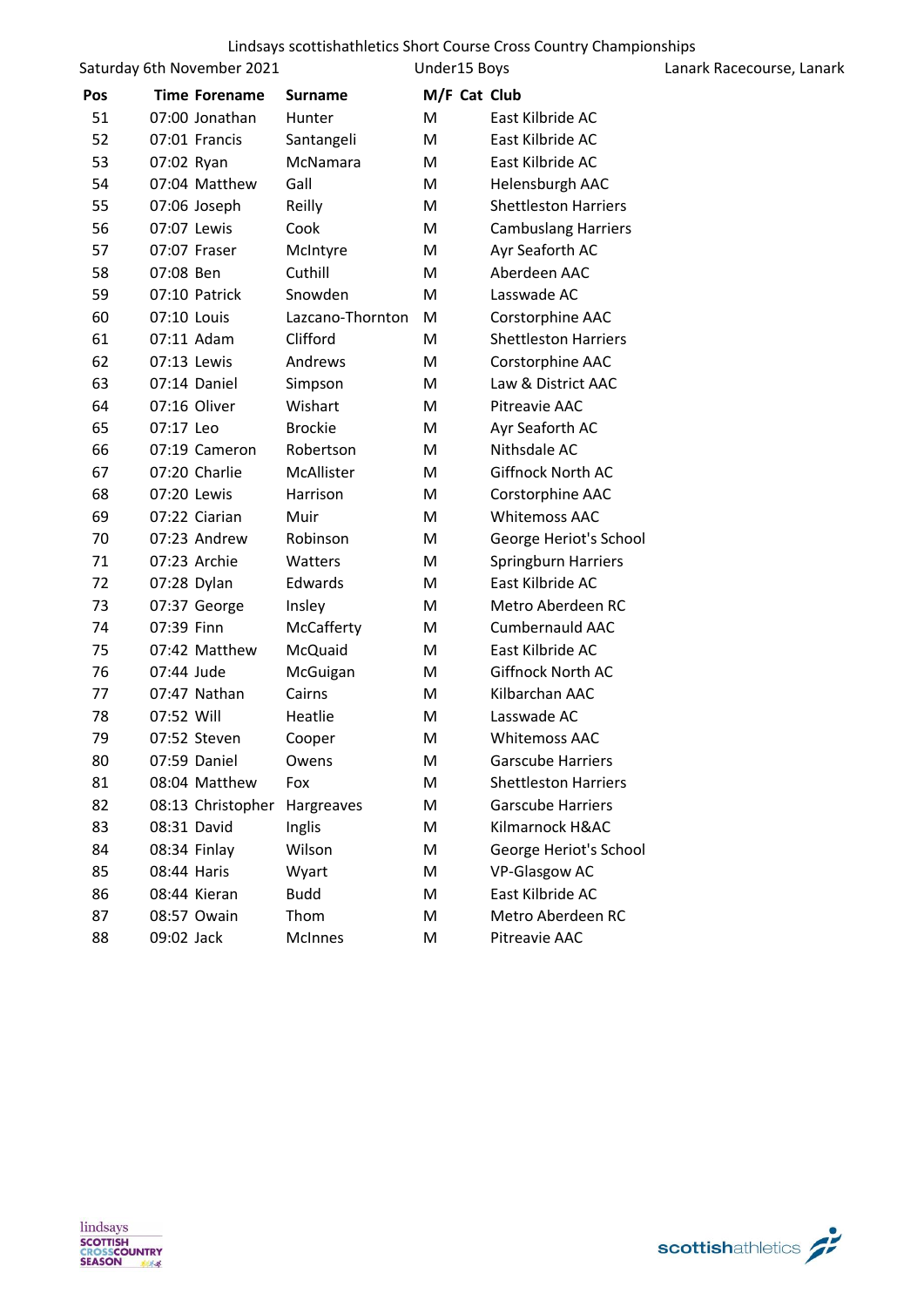Lindsays scottishathletics Short Course Cross Country Championships

Saturday 6th November 2021 | Under15 Boys | Lanark Racecourse, Lanark

| Pos | Time | Forename | Surname | M/F | Cat | Club |
|---|---|---|---|---|---|---|
| 51 | 07:00 | Jonathan | Hunter | M | | East Kilbride AC |
| 52 | 07:01 | Francis | Santangeli | M | | East Kilbride AC |
| 53 | 07:02 | Ryan | McNamara | M | | East Kilbride AC |
| 54 | 07:04 | Matthew | Gall | M | | Helensburgh AAC |
| 55 | 07:06 | Joseph | Reilly | M | | Shettleston Harriers |
| 56 | 07:07 | Lewis | Cook | M | | Cambuslang Harriers |
| 57 | 07:07 | Fraser | McIntyre | M | | Ayr Seaforth AC |
| 58 | 07:08 | Ben | Cuthill | M | | Aberdeen AAC |
| 59 | 07:10 | Patrick | Snowden | M | | Lasswade AC |
| 60 | 07:10 | Louis | Lazcano-Thornton | M | | Corstorphine AAC |
| 61 | 07:11 | Adam | Clifford | M | | Shettleston Harriers |
| 62 | 07:13 | Lewis | Andrews | M | | Corstorphine AAC |
| 63 | 07:14 | Daniel | Simpson | M | | Law & District AAC |
| 64 | 07:16 | Oliver | Wishart | M | | Pitreavie AAC |
| 65 | 07:17 | Leo | Brockie | M | | Ayr Seaforth AC |
| 66 | 07:19 | Cameron | Robertson | M | | Nithsdale AC |
| 67 | 07:20 | Charlie | McAllister | M | | Giffnock North AC |
| 68 | 07:20 | Lewis | Harrison | M | | Corstorphine AAC |
| 69 | 07:22 | Ciarian | Muir | M | | Whitemoss AAC |
| 70 | 07:23 | Andrew | Robinson | M | | George Heriot's School |
| 71 | 07:23 | Archie | Watters | M | | Springburn Harriers |
| 72 | 07:28 | Dylan | Edwards | M | | East Kilbride AC |
| 73 | 07:37 | George | Insley | M | | Metro Aberdeen RC |
| 74 | 07:39 | Finn | McCafferty | M | | Cumbernauld AAC |
| 75 | 07:42 | Matthew | McQuaid | M | | East Kilbride AC |
| 76 | 07:44 | Jude | McGuigan | M | | Giffnock North AC |
| 77 | 07:47 | Nathan | Cairns | M | | Kilbarchan AAC |
| 78 | 07:52 | Will | Heatlie | M | | Lasswade AC |
| 79 | 07:52 | Steven | Cooper | M | | Whitemoss AAC |
| 80 | 07:59 | Daniel | Owens | M | | Garscube Harriers |
| 81 | 08:04 | Matthew | Fox | M | | Shettleston Harriers |
| 82 | 08:13 | Christopher | Hargreaves | M | | Garscube Harriers |
| 83 | 08:31 | David | Inglis | M | | Kilmarnock H&AC |
| 84 | 08:34 | Finlay | Wilson | M | | George Heriot's School |
| 85 | 08:44 | Haris | Wyart | M | | VP-Glasgow AC |
| 86 | 08:44 | Kieran | Budd | M | | East Kilbride AC |
| 87 | 08:57 | Owain | Thom | M | | Metro Aberdeen RC |
| 88 | 09:02 | Jack | McInnes | M | | Pitreavie AAC |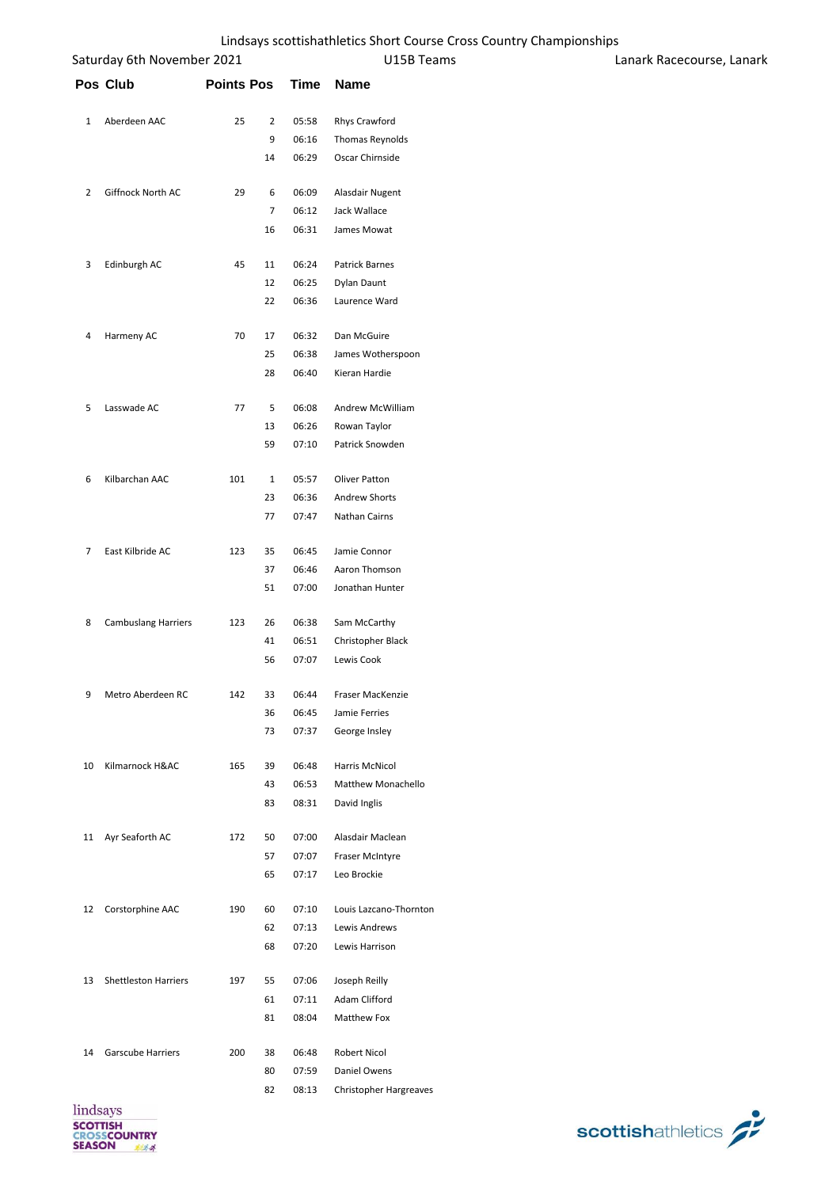# Lindsays scottishathletics Short Course Cross Country Championships

Saturday 6th November 2021 — U15B Teams — Lanark Racecourse, Lanark

| Pos | Club | Points | Pos | Time | Name |
|---|---|---|---|---|---|
| 1 | Aberdeen AAC | 25 | 2 | 05:58 | Rhys Crawford |
| | | | 9 | 06:16 | Thomas Reynolds |
| | | | 14 | 06:29 | Oscar Chirnside |
| 2 | Giffnock North AC | 29 | 6 | 06:09 | Alasdair Nugent |
| | | | 7 | 06:12 | Jack Wallace |
| | | | 16 | 06:31 | James Mowat |
| 3 | Edinburgh AC | 45 | 11 | 06:24 | Patrick Barnes |
| | | | 12 | 06:25 | Dylan Daunt |
| | | | 22 | 06:36 | Laurence Ward |
| 4 | Harmeny AC | 70 | 17 | 06:32 | Dan McGuire |
| | | | 25 | 06:38 | James Wotherspoon |
| | | | 28 | 06:40 | Kieran Hardie |
| 5 | Lasswade AC | 77 | 5 | 06:08 | Andrew McWilliam |
| | | | 13 | 06:26 | Rowan Taylor |
| | | | 59 | 07:10 | Patrick Snowden |
| 6 | Kilbarchan AAC | 101 | 1 | 05:57 | Oliver Patton |
| | | | 23 | 06:36 | Andrew Shorts |
| | | | 77 | 07:47 | Nathan Cairns |
| 7 | East Kilbride AC | 123 | 35 | 06:45 | Jamie Connor |
| | | | 37 | 06:46 | Aaron Thomson |
| | | | 51 | 07:00 | Jonathan Hunter |
| 8 | Cambuslang Harriers | 123 | 26 | 06:38 | Sam McCarthy |
| | | | 41 | 06:51 | Christopher Black |
| | | | 56 | 07:07 | Lewis Cook |
| 9 | Metro Aberdeen RC | 142 | 33 | 06:44 | Fraser MacKenzie |
| | | | 36 | 06:45 | Jamie Ferries |
| | | | 73 | 07:37 | George Insley |
| 10 | Kilmarnock H&AC | 165 | 39 | 06:48 | Harris McNicol |
| | | | 43 | 06:53 | Matthew Monachello |
| | | | 83 | 08:31 | David Inglis |
| 11 | Ayr Seaforth AC | 172 | 50 | 07:00 | Alasdair Maclean |
| | | | 57 | 07:07 | Fraser McIntyre |
| | | | 65 | 07:17 | Leo Brockie |
| 12 | Corstorphine AAC | 190 | 60 | 07:10 | Louis Lazcano-Thornton |
| | | | 62 | 07:13 | Lewis Andrews |
| | | | 68 | 07:20 | Lewis Harrison |
| 13 | Shettleston Harriers | 197 | 55 | 07:06 | Joseph Reilly |
| | | | 61 | 07:11 | Adam Clifford |
| | | | 81 | 08:04 | Matthew Fox |
| 14 | Garscube Harriers | 200 | 38 | 06:48 | Robert Nicol |
| | | | 80 | 07:59 | Daniel Owens |
| | | | 82 | 08:13 | Christopher Hargreaves |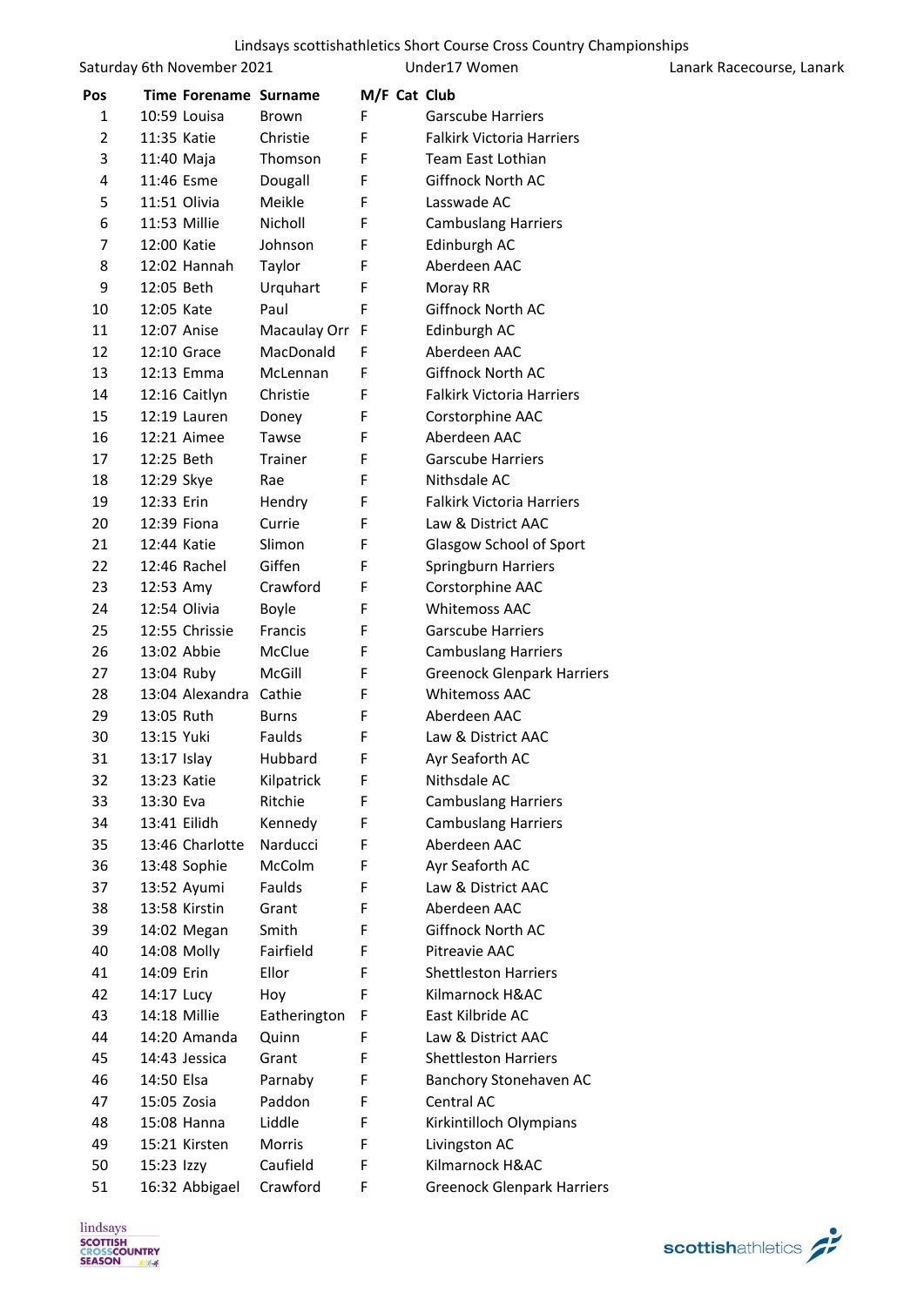Lindsays scottishathletics Short Course Cross Country Championships

Saturday 6th November 2021 — Under17 Women — Lanark Racecourse, Lanark

| Pos | Time | Forename | Surname | M/F | Cat | Club |
|---|---|---|---|---|---|---|
| 1 | 10:59 | Louisa | Brown | F | | Garscube Harriers |
| 2 | 11:35 | Katie | Christie | F | | Falkirk Victoria Harriers |
| 3 | 11:40 | Maja | Thomson | F | | Team East Lothian |
| 4 | 11:46 | Esme | Dougall | F | | Giffnock North AC |
| 5 | 11:51 | Olivia | Meikle | F | | Lasswade AC |
| 6 | 11:53 | Millie | Nicholl | F | | Cambuslang Harriers |
| 7 | 12:00 | Katie | Johnson | F | | Edinburgh AC |
| 8 | 12:02 | Hannah | Taylor | F | | Aberdeen AAC |
| 9 | 12:05 | Beth | Urquhart | F | | Moray RR |
| 10 | 12:05 | Kate | Paul | F | | Giffnock North AC |
| 11 | 12:07 | Anise | Macaulay Orr | F | | Edinburgh AC |
| 12 | 12:10 | Grace | MacDonald | F | | Aberdeen AAC |
| 13 | 12:13 | Emma | McLennan | F | | Giffnock North AC |
| 14 | 12:16 | Caitlyn | Christie | F | | Falkirk Victoria Harriers |
| 15 | 12:19 | Lauren | Doney | F | | Corstorphine AAC |
| 16 | 12:21 | Aimee | Tawse | F | | Aberdeen AAC |
| 17 | 12:25 | Beth | Trainer | F | | Garscube Harriers |
| 18 | 12:29 | Skye | Rae | F | | Nithsdale AC |
| 19 | 12:33 | Erin | Hendry | F | | Falkirk Victoria Harriers |
| 20 | 12:39 | Fiona | Currie | F | | Law & District AAC |
| 21 | 12:44 | Katie | Slimon | F | | Glasgow School of Sport |
| 22 | 12:46 | Rachel | Giffen | F | | Springburn Harriers |
| 23 | 12:53 | Amy | Crawford | F | | Corstorphine AAC |
| 24 | 12:54 | Olivia | Boyle | F | | Whitemoss AAC |
| 25 | 12:55 | Chrissie | Francis | F | | Garscube Harriers |
| 26 | 13:02 | Abbie | McClue | F | | Cambuslang Harriers |
| 27 | 13:04 | Ruby | McGill | F | | Greenock Glenpark Harriers |
| 28 | 13:04 | Alexandra | Cathie | F | | Whitemoss AAC |
| 29 | 13:05 | Ruth | Burns | F | | Aberdeen AAC |
| 30 | 13:15 | Yuki | Faulds | F | | Law & District AAC |
| 31 | 13:17 | Islay | Hubbard | F | | Ayr Seaforth AC |
| 32 | 13:23 | Katie | Kilpatrick | F | | Nithsdale AC |
| 33 | 13:30 | Eva | Ritchie | F | | Cambuslang Harriers |
| 34 | 13:41 | Eilidh | Kennedy | F | | Cambuslang Harriers |
| 35 | 13:46 | Charlotte | Narducci | F | | Aberdeen AAC |
| 36 | 13:48 | Sophie | McColm | F | | Ayr Seaforth AC |
| 37 | 13:52 | Ayumi | Faulds | F | | Law & District AAC |
| 38 | 13:58 | Kirstin | Grant | F | | Aberdeen AAC |
| 39 | 14:02 | Megan | Smith | F | | Giffnock North AC |
| 40 | 14:08 | Molly | Fairfield | F | | Pitreavie AAC |
| 41 | 14:09 | Erin | Ellor | F | | Shettleston Harriers |
| 42 | 14:17 | Lucy | Hoy | F | | Kilmarnock H&AC |
| 43 | 14:18 | Millie | Eatherington | F | | East Kilbride AC |
| 44 | 14:20 | Amanda | Quinn | F | | Law & District AAC |
| 45 | 14:43 | Jessica | Grant | F | | Shettleston Harriers |
| 46 | 14:50 | Elsa | Parnaby | F | | Banchory Stonehaven AC |
| 47 | 15:05 | Zosia | Paddon | F | | Central AC |
| 48 | 15:08 | Hanna | Liddle | F | | Kirkintilloch Olympians |
| 49 | 15:21 | Kirsten | Morris | F | | Livingston AC |
| 50 | 15:23 | Izzy | Caufield | F | | Kilmarnock H&AC |
| 51 | 16:32 | Abbigael | Crawford | F | | Greenock Glenpark Harriers |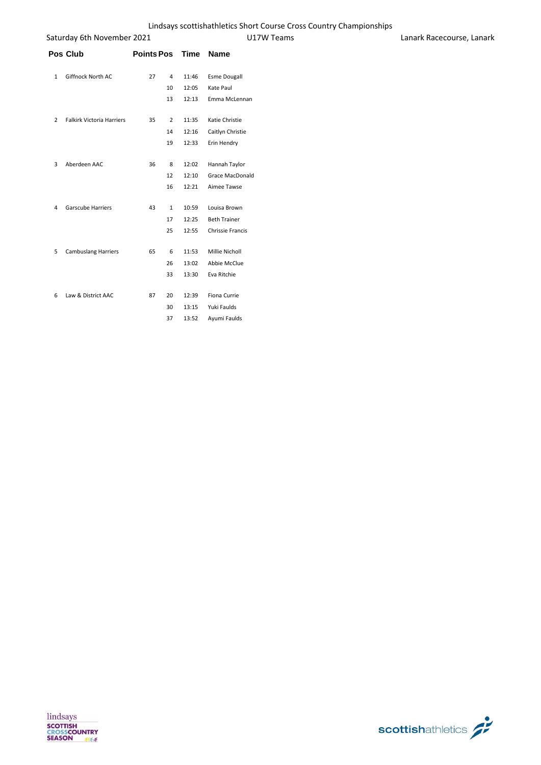Lindsays scottishathletics Short Course Cross Country Championships

Saturday 6th November 2021 | U17W Teams | Lanark Racecourse, Lanark

| Pos | Club | Points | Pos | Time | Name |
|---|---|---|---|---|---|
| 1 | Giffnock North AC | 27 | 4 | 11:46 | Esme Dougall |
| | | | 10 | 12:05 | Kate Paul |
| | | | 13 | 12:13 | Emma McLennan |
| 2 | Falkirk Victoria Harriers | 35 | 2 | 11:35 | Katie Christie |
| | | | 14 | 12:16 | Caitlyn Christie |
| | | | 19 | 12:33 | Erin Hendry |
| 3 | Aberdeen AAC | 36 | 8 | 12:02 | Hannah Taylor |
| | | | 12 | 12:10 | Grace MacDonald |
| | | | 16 | 12:21 | Aimee Tawse |
| 4 | Garscube Harriers | 43 | 1 | 10:59 | Louisa Brown |
| | | | 17 | 12:25 | Beth Trainer |
| | | | 25 | 12:55 | Chrissie Francis |
| 5 | Cambuslang Harriers | 65 | 6 | 11:53 | Millie Nicholl |
| | | | 26 | 13:02 | Abbie McClue |
| | | | 33 | 13:30 | Eva Ritchie |
| 6 | Law & District AAC | 87 | 20 | 12:39 | Fiona Currie |
| | | | 30 | 13:15 | Yuki Faulds |
| | | | 37 | 13:52 | Ayumi Faulds |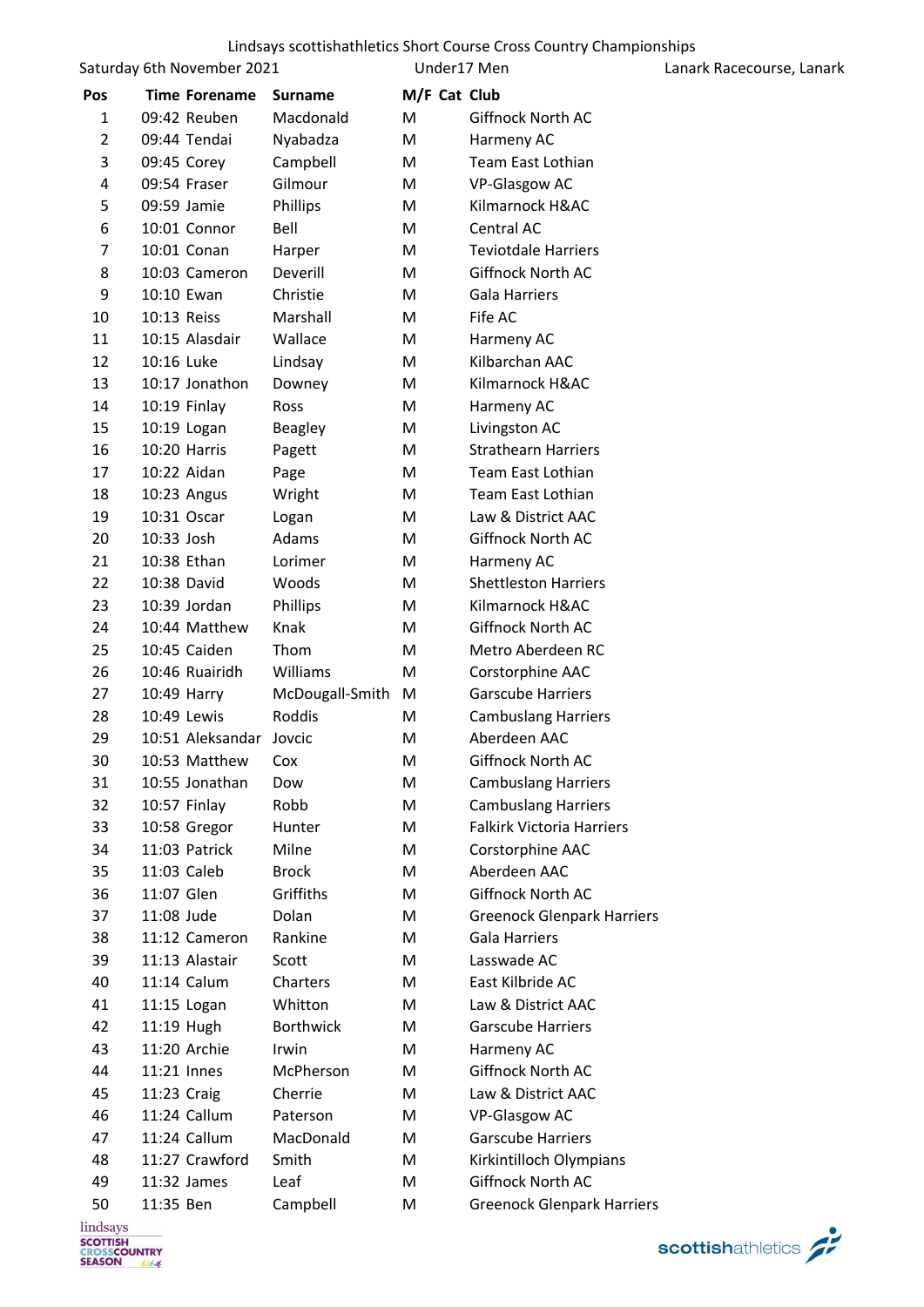Lindsays scottishathletics Short Course Cross Country Championships

Saturday 6th November 2021 | Under17 Men | Lanark Racecourse, Lanark

| Pos | Time | Forename | Surname | M/F | Cat | Club |
|---|---|---|---|---|---|---|
| 1 | 09:42 | Reuben | Macdonald | M | | Giffnock North AC |
| 2 | 09:44 | Tendai | Nyabadza | M | | Harmeny AC |
| 3 | 09:45 | Corey | Campbell | M | | Team East Lothian |
| 4 | 09:54 | Fraser | Gilmour | M | | VP-Glasgow AC |
| 5 | 09:59 | Jamie | Phillips | M | | Kilmarnock H&AC |
| 6 | 10:01 | Connor | Bell | M | | Central AC |
| 7 | 10:01 | Conan | Harper | M | | Teviotdale Harriers |
| 8 | 10:03 | Cameron | Deverill | M | | Giffnock North AC |
| 9 | 10:10 | Ewan | Christie | M | | Gala Harriers |
| 10 | 10:13 | Reiss | Marshall | M | | Fife AC |
| 11 | 10:15 | Alasdair | Wallace | M | | Harmeny AC |
| 12 | 10:16 | Luke | Lindsay | M | | Kilbarchan AAC |
| 13 | 10:17 | Jonathon | Downey | M | | Kilmarnock H&AC |
| 14 | 10:19 | Finlay | Ross | M | | Harmeny AC |
| 15 | 10:19 | Logan | Beagley | M | | Livingston AC |
| 16 | 10:20 | Harris | Pagett | M | | Strathearn Harriers |
| 17 | 10:22 | Aidan | Page | M | | Team East Lothian |
| 18 | 10:23 | Angus | Wright | M | | Team East Lothian |
| 19 | 10:31 | Oscar | Logan | M | | Law & District AAC |
| 20 | 10:33 | Josh | Adams | M | | Giffnock North AC |
| 21 | 10:38 | Ethan | Lorimer | M | | Harmeny AC |
| 22 | 10:38 | David | Woods | M | | Shettleston Harriers |
| 23 | 10:39 | Jordan | Phillips | M | | Kilmarnock H&AC |
| 24 | 10:44 | Matthew | Knak | M | | Giffnock North AC |
| 25 | 10:45 | Caiden | Thom | M | | Metro Aberdeen RC |
| 26 | 10:46 | Ruairidh | Williams | M | | Corstorphine AAC |
| 27 | 10:49 | Harry | McDougall-Smith | M | | Garscube Harriers |
| 28 | 10:49 | Lewis | Roddis | M | | Cambuslang Harriers |
| 29 | 10:51 | Aleksandar | Jovcic | M | | Aberdeen AAC |
| 30 | 10:53 | Matthew | Cox | M | | Giffnock North AC |
| 31 | 10:55 | Jonathan | Dow | M | | Cambuslang Harriers |
| 32 | 10:57 | Finlay | Robb | M | | Cambuslang Harriers |
| 33 | 10:58 | Gregor | Hunter | M | | Falkirk Victoria Harriers |
| 34 | 11:03 | Patrick | Milne | M | | Corstorphine AAC |
| 35 | 11:03 | Caleb | Brock | M | | Aberdeen AAC |
| 36 | 11:07 | Glen | Griffiths | M | | Giffnock North AC |
| 37 | 11:08 | Jude | Dolan | M | | Greenock Glenpark Harriers |
| 38 | 11:12 | Cameron | Rankine | M | | Gala Harriers |
| 39 | 11:13 | Alastair | Scott | M | | Lasswade AC |
| 40 | 11:14 | Calum | Charters | M | | East Kilbride AC |
| 41 | 11:15 | Logan | Whitton | M | | Law & District AAC |
| 42 | 11:19 | Hugh | Borthwick | M | | Garscube Harriers |
| 43 | 11:20 | Archie | Irwin | M | | Harmeny AC |
| 44 | 11:21 | Innes | McPherson | M | | Giffnock North AC |
| 45 | 11:23 | Craig | Cherrie | M | | Law & District AAC |
| 46 | 11:24 | Callum | Paterson | M | | VP-Glasgow AC |
| 47 | 11:24 | Callum | MacDonald | M | | Garscube Harriers |
| 48 | 11:27 | Crawford | Smith | M | | Kirkintilloch Olympians |
| 49 | 11:32 | James | Leaf | M | | Giffnock North AC |
| 50 | 11:35 | Ben | Campbell | M | | Greenock Glenpark Harriers |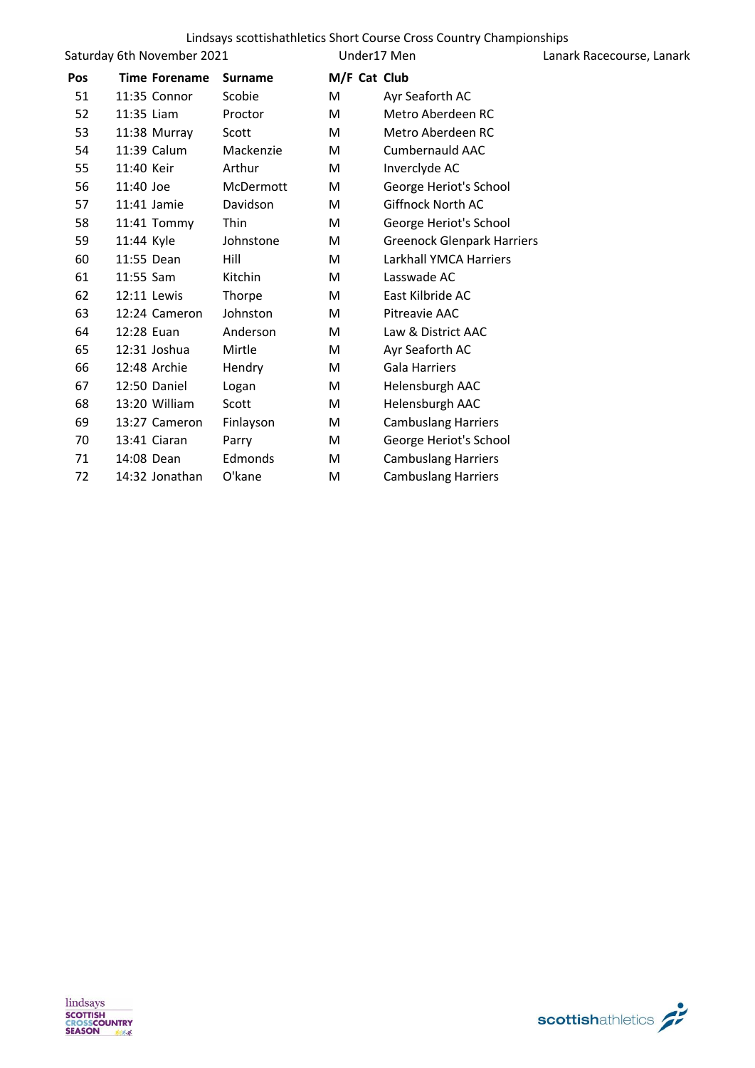Lindsays scottishathletics Short Course Cross Country Championships

Saturday 6th November 2021 | Under17 Men | Lanark Racecourse, Lanark

| Pos | Time | Forename | Surname | M/F | Cat | Club |
|---|---|---|---|---|---|---|
| 51 | 11:35 | Connor | Scobie | M | | Ayr Seaforth AC |
| 52 | 11:35 | Liam | Proctor | M | | Metro Aberdeen RC |
| 53 | 11:38 | Murray | Scott | M | | Metro Aberdeen RC |
| 54 | 11:39 | Calum | Mackenzie | M | | Cumbernauld AAC |
| 55 | 11:40 | Keir | Arthur | M | | Inverclyde AC |
| 56 | 11:40 | Joe | McDermott | M | | George Heriot's School |
| 57 | 11:41 | Jamie | Davidson | M | | Giffnock North AC |
| 58 | 11:41 | Tommy | Thin | M | | George Heriot's School |
| 59 | 11:44 | Kyle | Johnstone | M | | Greenock Glenpark Harriers |
| 60 | 11:55 | Dean | Hill | M | | Larkhall YMCA Harriers |
| 61 | 11:55 | Sam | Kitchin | M | | Lasswade AC |
| 62 | 12:11 | Lewis | Thorpe | M | | East Kilbride AC |
| 63 | 12:24 | Cameron | Johnston | M | | Pitreavie AAC |
| 64 | 12:28 | Euan | Anderson | M | | Law & District AAC |
| 65 | 12:31 | Joshua | Mirtle | M | | Ayr Seaforth AC |
| 66 | 12:48 | Archie | Hendry | M | | Gala Harriers |
| 67 | 12:50 | Daniel | Logan | M | | Helensburgh AAC |
| 68 | 13:20 | William | Scott | M | | Helensburgh AAC |
| 69 | 13:27 | Cameron | Finlayson | M | | Cambuslang Harriers |
| 70 | 13:41 | Ciaran | Parry | M | | George Heriot's School |
| 71 | 14:08 | Dean | Edmonds | M | | Cambuslang Harriers |
| 72 | 14:32 | Jonathan | O'kane | M | | Cambuslang Harriers |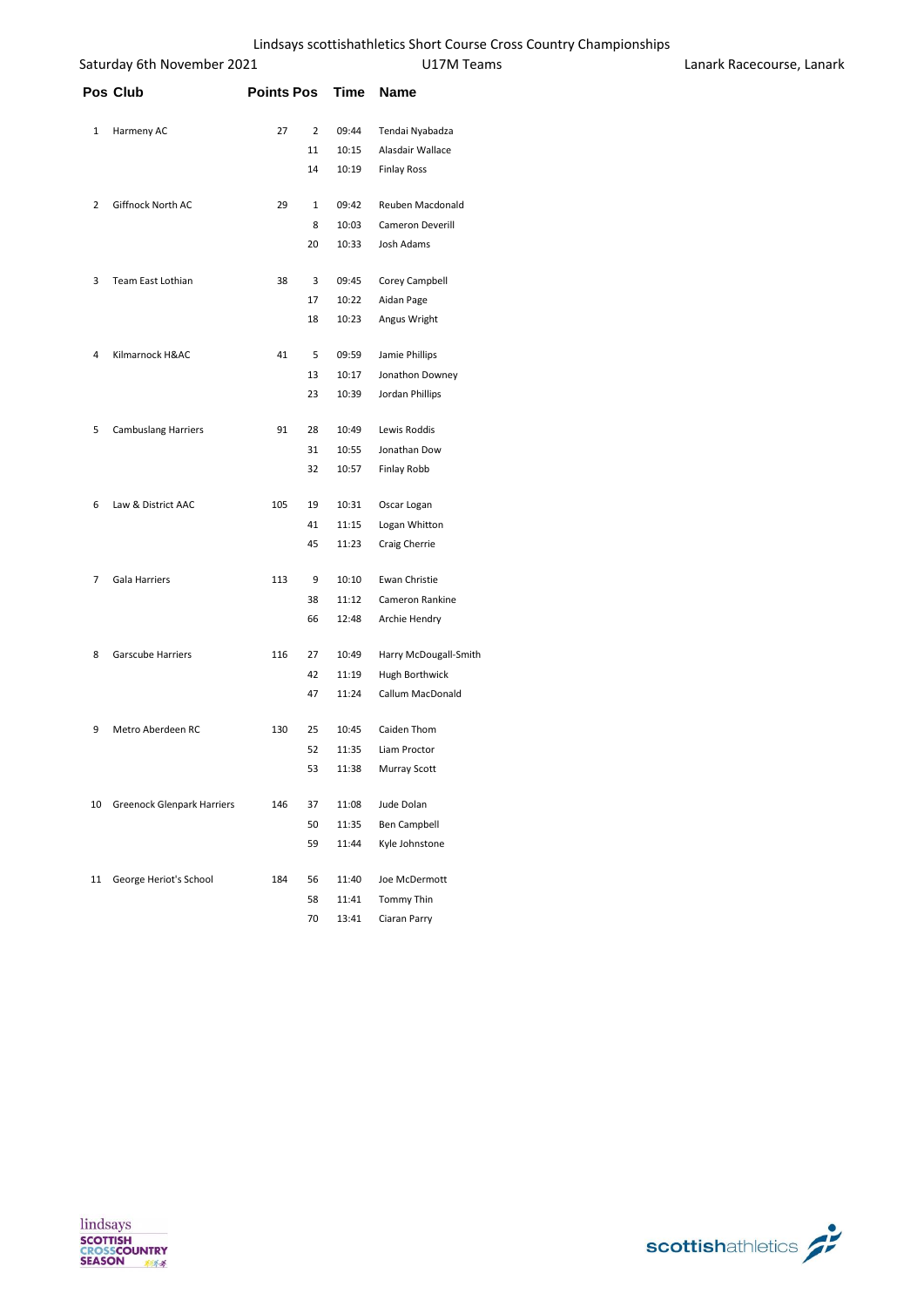Lindsays scottishathletics Short Course Cross Country Championships

Saturday 6th November 2021 — U17M Teams — Lanark Racecourse, Lanark

| Pos | Club | Points | Pos | Time | Name |
|---|---|---|---|---|---|
| 1 | Harmeny AC | 27 | 2 | 09:44 | Tendai Nyabadza |
| | | | 11 | 10:15 | Alasdair Wallace |
| | | | 14 | 10:19 | Finlay Ross |
| 2 | Giffnock North AC | 29 | 1 | 09:42 | Reuben Macdonald |
| | | | 8 | 10:03 | Cameron Deverill |
| | | | 20 | 10:33 | Josh Adams |
| 3 | Team East Lothian | 38 | 3 | 09:45 | Corey Campbell |
| | | | 17 | 10:22 | Aidan Page |
| | | | 18 | 10:23 | Angus Wright |
| 4 | Kilmarnock H&AC | 41 | 5 | 09:59 | Jamie Phillips |
| | | | 13 | 10:17 | Jonathon Downey |
| | | | 23 | 10:39 | Jordan Phillips |
| 5 | Cambuslang Harriers | 91 | 28 | 10:49 | Lewis Roddis |
| | | | 31 | 10:55 | Jonathan Dow |
| | | | 32 | 10:57 | Finlay Robb |
| 6 | Law & District AAC | 105 | 19 | 10:31 | Oscar Logan |
| | | | 41 | 11:15 | Logan Whitton |
| | | | 45 | 11:23 | Craig Cherrie |
| 7 | Gala Harriers | 113 | 9 | 10:10 | Ewan Christie |
| | | | 38 | 11:12 | Cameron Rankine |
| | | | 66 | 12:48 | Archie Hendry |
| 8 | Garscube Harriers | 116 | 27 | 10:49 | Harry McDougall-Smith |
| | | | 42 | 11:19 | Hugh Borthwick |
| | | | 47 | 11:24 | Callum MacDonald |
| 9 | Metro Aberdeen RC | 130 | 25 | 10:45 | Caiden Thom |
| | | | 52 | 11:35 | Liam Proctor |
| | | | 53 | 11:38 | Murray Scott |
| 10 | Greenock Glenpark Harriers | 146 | 37 | 11:08 | Jude Dolan |
| | | | 50 | 11:35 | Ben Campbell |
| | | | 59 | 11:44 | Kyle Johnstone |
| 11 | George Heriot's School | 184 | 56 | 11:40 | Joe McDermott |
| | | | 58 | 11:41 | Tommy Thin |
| | | | 70 | 13:41 | Ciaran Parry |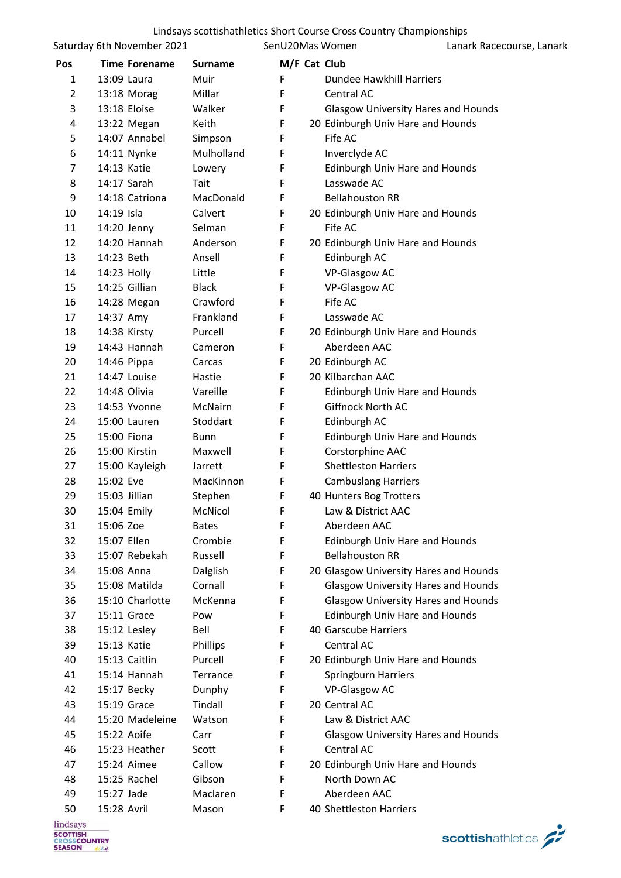Lindsays scottishathletics Short Course Cross Country Championships

Saturday 6th November 2021 | SenU20Mas Women | Lanark Racecourse, Lanark

| Pos | Time | Forename | Surname | M/F | Cat | Club |
|---|---|---|---|---|---|---|
| 1 | 13:09 | Laura | Muir | F | | Dundee Hawkhill Harriers |
| 2 | 13:18 | Morag | Millar | F | | Central AC |
| 3 | 13:18 | Eloise | Walker | F | | Glasgow University Hares and Hounds |
| 4 | 13:22 | Megan | Keith | F | 20 | Edinburgh Univ Hare and Hounds |
| 5 | 14:07 | Annabel | Simpson | F | | Fife AC |
| 6 | 14:11 | Nynke | Mulholland | F | | Inverclyde AC |
| 7 | 14:13 | Katie | Lowery | F | | Edinburgh Univ Hare and Hounds |
| 8 | 14:17 | Sarah | Tait | F | | Lasswade AC |
| 9 | 14:18 | Catriona | MacDonald | F | | Bellahouston RR |
| 10 | 14:19 | Isla | Calvert | F | 20 | Edinburgh Univ Hare and Hounds |
| 11 | 14:20 | Jenny | Selman | F | | Fife AC |
| 12 | 14:20 | Hannah | Anderson | F | 20 | Edinburgh Univ Hare and Hounds |
| 13 | 14:23 | Beth | Ansell | F | | Edinburgh AC |
| 14 | 14:23 | Holly | Little | F | | VP-Glasgow AC |
| 15 | 14:25 | Gillian | Black | F | | VP-Glasgow AC |
| 16 | 14:28 | Megan | Crawford | F | | Fife AC |
| 17 | 14:37 | Amy | Frankland | F | | Lasswade AC |
| 18 | 14:38 | Kirsty | Purcell | F | 20 | Edinburgh Univ Hare and Hounds |
| 19 | 14:43 | Hannah | Cameron | F | | Aberdeen AAC |
| 20 | 14:46 | Pippa | Carcas | F | 20 | Edinburgh AC |
| 21 | 14:47 | Louise | Hastie | F | 20 | Kilbarchan AAC |
| 22 | 14:48 | Olivia | Vareille | F | | Edinburgh Univ Hare and Hounds |
| 23 | 14:53 | Yvonne | McNairn | F | | Giffnock North AC |
| 24 | 15:00 | Lauren | Stoddart | F | | Edinburgh AC |
| 25 | 15:00 | Fiona | Bunn | F | | Edinburgh Univ Hare and Hounds |
| 26 | 15:00 | Kirstin | Maxwell | F | | Corstorphine AAC |
| 27 | 15:00 | Kayleigh | Jarrett | F | | Shettleston Harriers |
| 28 | 15:02 | Eve | MacKinnon | F | | Cambuslang Harriers |
| 29 | 15:03 | Jillian | Stephen | F | 40 | Hunters Bog Trotters |
| 30 | 15:04 | Emily | McNicol | F | | Law & District AAC |
| 31 | 15:06 | Zoe | Bates | F | | Aberdeen AAC |
| 32 | 15:07 | Ellen | Crombie | F | | Edinburgh Univ Hare and Hounds |
| 33 | 15:07 | Rebekah | Russell | F | | Bellahouston RR |
| 34 | 15:08 | Anna | Dalglish | F | 20 | Glasgow University Hares and Hounds |
| 35 | 15:08 | Matilda | Cornall | F | | Glasgow University Hares and Hounds |
| 36 | 15:10 | Charlotte | McKenna | F | | Glasgow University Hares and Hounds |
| 37 | 15:11 | Grace | Pow | F | | Edinburgh Univ Hare and Hounds |
| 38 | 15:12 | Lesley | Bell | F | 40 | Garscube Harriers |
| 39 | 15:13 | Katie | Phillips | F | | Central AC |
| 40 | 15:13 | Caitlin | Purcell | F | 20 | Edinburgh Univ Hare and Hounds |
| 41 | 15:14 | Hannah | Terrance | F | | Springburn Harriers |
| 42 | 15:17 | Becky | Dunphy | F | | VP-Glasgow AC |
| 43 | 15:19 | Grace | Tindall | F | 20 | Central AC |
| 44 | 15:20 | Madeleine | Watson | F | | Law & District AAC |
| 45 | 15:22 | Aoife | Carr | F | | Glasgow University Hares and Hounds |
| 46 | 15:23 | Heather | Scott | F | | Central AC |
| 47 | 15:24 | Aimee | Callow | F | 20 | Edinburgh Univ Hare and Hounds |
| 48 | 15:25 | Rachel | Gibson | F | | North Down AC |
| 49 | 15:27 | Jade | Maclaren | F | | Aberdeen AAC |
| 50 | 15:28 | Avril | Mason | F | 40 | Shettleston Harriers |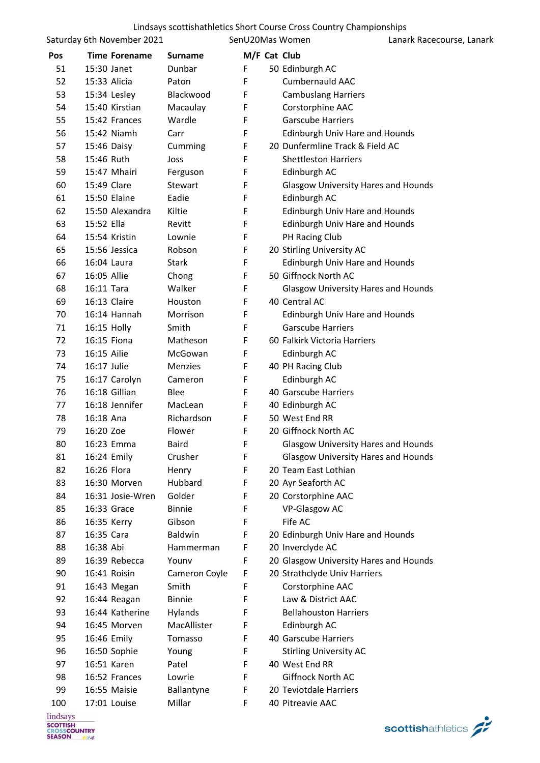Lindsays scottishathletics Short Course Cross Country Championships

Saturday 6th November 2021 — SenU20Mas Women — Lanark Racecourse, Lanark

| Pos | Time | Forename | Surname | M/F | Cat | Club |
|---|---|---|---|---|---|---|
| 51 | 15:30 | Janet | Dunbar | F | 50 | Edinburgh AC |
| 52 | 15:33 | Alicia | Paton | F | | Cumbernauld AAC |
| 53 | 15:34 | Lesley | Blackwood | F | | Cambuslang Harriers |
| 54 | 15:40 | Kirstian | Macaulay | F | | Corstorphine AAC |
| 55 | 15:42 | Frances | Wardle | F | | Garscube Harriers |
| 56 | 15:42 | Niamh | Carr | F | | Edinburgh Univ Hare and Hounds |
| 57 | 15:46 | Daisy | Cumming | F | 20 | Dunfermline Track & Field AC |
| 58 | 15:46 | Ruth | Joss | F | | Shettleston Harriers |
| 59 | 15:47 | Mhairi | Ferguson | F | | Edinburgh AC |
| 60 | 15:49 | Clare | Stewart | F | | Glasgow University Hares and Hounds |
| 61 | 15:50 | Elaine | Eadie | F | | Edinburgh AC |
| 62 | 15:50 | Alexandra | Kiltie | F | | Edinburgh Univ Hare and Hounds |
| 63 | 15:52 | Ella | Revitt | F | | Edinburgh Univ Hare and Hounds |
| 64 | 15:54 | Kristin | Lownie | F | | PH Racing Club |
| 65 | 15:56 | Jessica | Robson | F | 20 | Stirling University AC |
| 66 | 16:04 | Laura | Stark | F | | Edinburgh Univ Hare and Hounds |
| 67 | 16:05 | Allie | Chong | F | 50 | Giffnock North AC |
| 68 | 16:11 | Tara | Walker | F | | Glasgow University Hares and Hounds |
| 69 | 16:13 | Claire | Houston | F | 40 | Central AC |
| 70 | 16:14 | Hannah | Morrison | F | | Edinburgh Univ Hare and Hounds |
| 71 | 16:15 | Holly | Smith | F | | Garscube Harriers |
| 72 | 16:15 | Fiona | Matheson | F | 60 | Falkirk Victoria Harriers |
| 73 | 16:15 | Ailie | McGowan | F | | Edinburgh AC |
| 74 | 16:17 | Julie | Menzies | F | 40 | PH Racing Club |
| 75 | 16:17 | Carolyn | Cameron | F | | Edinburgh AC |
| 76 | 16:18 | Gillian | Blee | F | 40 | Garscube Harriers |
| 77 | 16:18 | Jennifer | MacLean | F | 40 | Edinburgh AC |
| 78 | 16:18 | Ana | Richardson | F | 50 | West End RR |
| 79 | 16:20 | Zoe | Flower | F | 20 | Giffnock North AC |
| 80 | 16:23 | Emma | Baird | F | | Glasgow University Hares and Hounds |
| 81 | 16:24 | Emily | Crusher | F | | Glasgow University Hares and Hounds |
| 82 | 16:26 | Flora | Henry | F | 20 | Team East Lothian |
| 83 | 16:30 | Morven | Hubbard | F | 20 | Ayr Seaforth AC |
| 84 | 16:31 | Josie-Wren | Golder | F | 20 | Corstorphine AAC |
| 85 | 16:33 | Grace | Binnie | F | | VP-Glasgow AC |
| 86 | 16:35 | Kerry | Gibson | F | | Fife AC |
| 87 | 16:35 | Cara | Baldwin | F | 20 | Edinburgh Univ Hare and Hounds |
| 88 | 16:38 | Abi | Hammerman | F | 20 | Inverclyde AC |
| 89 | 16:39 | Rebecca | Younv | F | 20 | Glasgow University Hares and Hounds |
| 90 | 16:41 | Roisin | Cameron Coyle | F | 20 | Strathclyde Univ Harriers |
| 91 | 16:43 | Megan | Smith | F | | Corstorphine AAC |
| 92 | 16:44 | Reagan | Binnie | F | | Law & District AAC |
| 93 | 16:44 | Katherine | Hylands | F | | Bellahouston Harriers |
| 94 | 16:45 | Morven | MacAllister | F | | Edinburgh AC |
| 95 | 16:46 | Emily | Tomasso | F | 40 | Garscube Harriers |
| 96 | 16:50 | Sophie | Young | F | | Stirling University AC |
| 97 | 16:51 | Karen | Patel | F | 40 | West End RR |
| 98 | 16:52 | Frances | Lowrie | F | | Giffnock North AC |
| 99 | 16:55 | Maisie | Ballantyne | F | 20 | Teviotdale Harriers |
| 100 | 17:01 | Louise | Millar | F | 40 | Pitreavie AAC |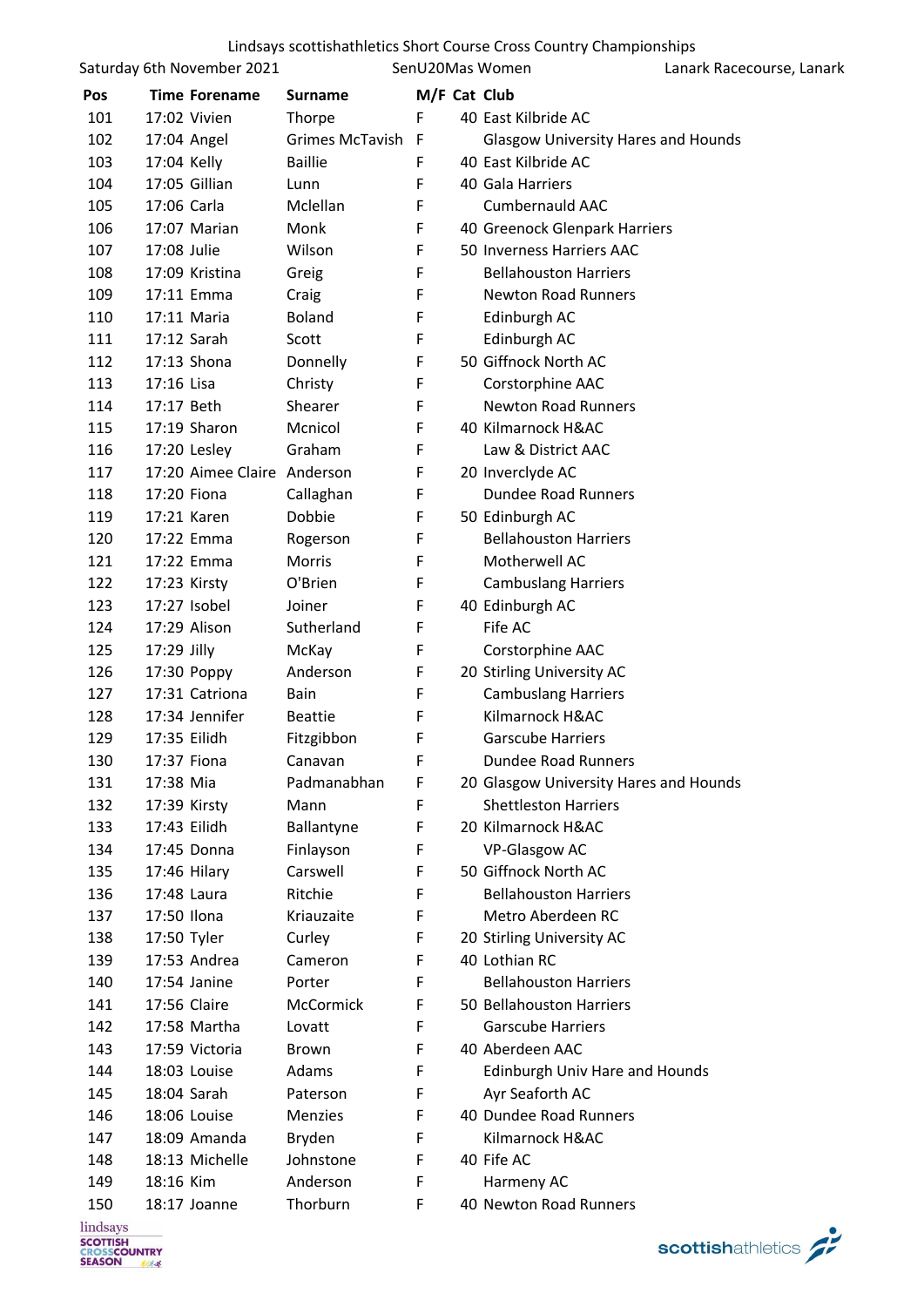Lindsays scottishathletics Short Course Cross Country Championships

Saturday 6th November 2021 | SenU20Mas Women | Lanark Racecourse, Lanark

| Pos | Time | Forename | Surname | M/F | Cat | Club |
|---|---|---|---|---|---|---|
| 101 | 17:02 | Vivien | Thorpe | F | 40 | East Kilbride AC |
| 102 | 17:04 | Angel | Grimes McTavish | F | | Glasgow University Hares and Hounds |
| 103 | 17:04 | Kelly | Baillie | F | 40 | East Kilbride AC |
| 104 | 17:05 | Gillian | Lunn | F | 40 | Gala Harriers |
| 105 | 17:06 | Carla | Mclellan | F | | Cumbernauld AAC |
| 106 | 17:07 | Marian | Monk | F | 40 | Greenock Glenpark Harriers |
| 107 | 17:08 | Julie | Wilson | F | 50 | Inverness Harriers AAC |
| 108 | 17:09 | Kristina | Greig | F | | Bellahouston Harriers |
| 109 | 17:11 | Emma | Craig | F | | Newton Road Runners |
| 110 | 17:11 | Maria | Boland | F | | Edinburgh AC |
| 111 | 17:12 | Sarah | Scott | F | | Edinburgh AC |
| 112 | 17:13 | Shona | Donnelly | F | 50 | Giffnock North AC |
| 113 | 17:16 | Lisa | Christy | F | | Corstorphine AAC |
| 114 | 17:17 | Beth | Shearer | F | | Newton Road Runners |
| 115 | 17:19 | Sharon | Mcnicol | F | 40 | Kilmarnock H&AC |
| 116 | 17:20 | Lesley | Graham | F | | Law & District AAC |
| 117 | 17:20 | Aimee Claire | Anderson | F | 20 | Inverclyde AC |
| 118 | 17:20 | Fiona | Callaghan | F | | Dundee Road Runners |
| 119 | 17:21 | Karen | Dobbie | F | 50 | Edinburgh AC |
| 120 | 17:22 | Emma | Rogerson | F | | Bellahouston Harriers |
| 121 | 17:22 | Emma | Morris | F | | Motherwell AC |
| 122 | 17:23 | Kirsty | O'Brien | F | | Cambuslang Harriers |
| 123 | 17:27 | Isobel | Joiner | F | 40 | Edinburgh AC |
| 124 | 17:29 | Alison | Sutherland | F | | Fife AC |
| 125 | 17:29 | Jilly | McKay | F | | Corstorphine AAC |
| 126 | 17:30 | Poppy | Anderson | F | 20 | Stirling University AC |
| 127 | 17:31 | Catriona | Bain | F | | Cambuslang Harriers |
| 128 | 17:34 | Jennifer | Beattie | F | | Kilmarnock H&AC |
| 129 | 17:35 | Eilidh | Fitzgibbon | F | | Garscube Harriers |
| 130 | 17:37 | Fiona | Canavan | F | | Dundee Road Runners |
| 131 | 17:38 | Mia | Padmanabhan | F | 20 | Glasgow University Hares and Hounds |
| 132 | 17:39 | Kirsty | Mann | F | | Shettleston Harriers |
| 133 | 17:43 | Eilidh | Ballantyne | F | 20 | Kilmarnock H&AC |
| 134 | 17:45 | Donna | Finlayson | F | | VP-Glasgow AC |
| 135 | 17:46 | Hilary | Carswell | F | 50 | Giffnock North AC |
| 136 | 17:48 | Laura | Ritchie | F | | Bellahouston Harriers |
| 137 | 17:50 | Ilona | Kriauzaite | F | | Metro Aberdeen RC |
| 138 | 17:50 | Tyler | Curley | F | 20 | Stirling University AC |
| 139 | 17:53 | Andrea | Cameron | F | 40 | Lothian RC |
| 140 | 17:54 | Janine | Porter | F | | Bellahouston Harriers |
| 141 | 17:56 | Claire | McCormick | F | 50 | Bellahouston Harriers |
| 142 | 17:58 | Martha | Lovatt | F | | Garscube Harriers |
| 143 | 17:59 | Victoria | Brown | F | 40 | Aberdeen AAC |
| 144 | 18:03 | Louise | Adams | F | | Edinburgh Univ Hare and Hounds |
| 145 | 18:04 | Sarah | Paterson | F | | Ayr Seaforth AC |
| 146 | 18:06 | Louise | Menzies | F | 40 | Dundee Road Runners |
| 147 | 18:09 | Amanda | Bryden | F | | Kilmarnock H&AC |
| 148 | 18:13 | Michelle | Johnstone | F | 40 | Fife AC |
| 149 | 18:16 | Kim | Anderson | F | | Harmeny AC |
| 150 | 18:17 | Joanne | Thorburn | F | 40 | Newton Road Runners |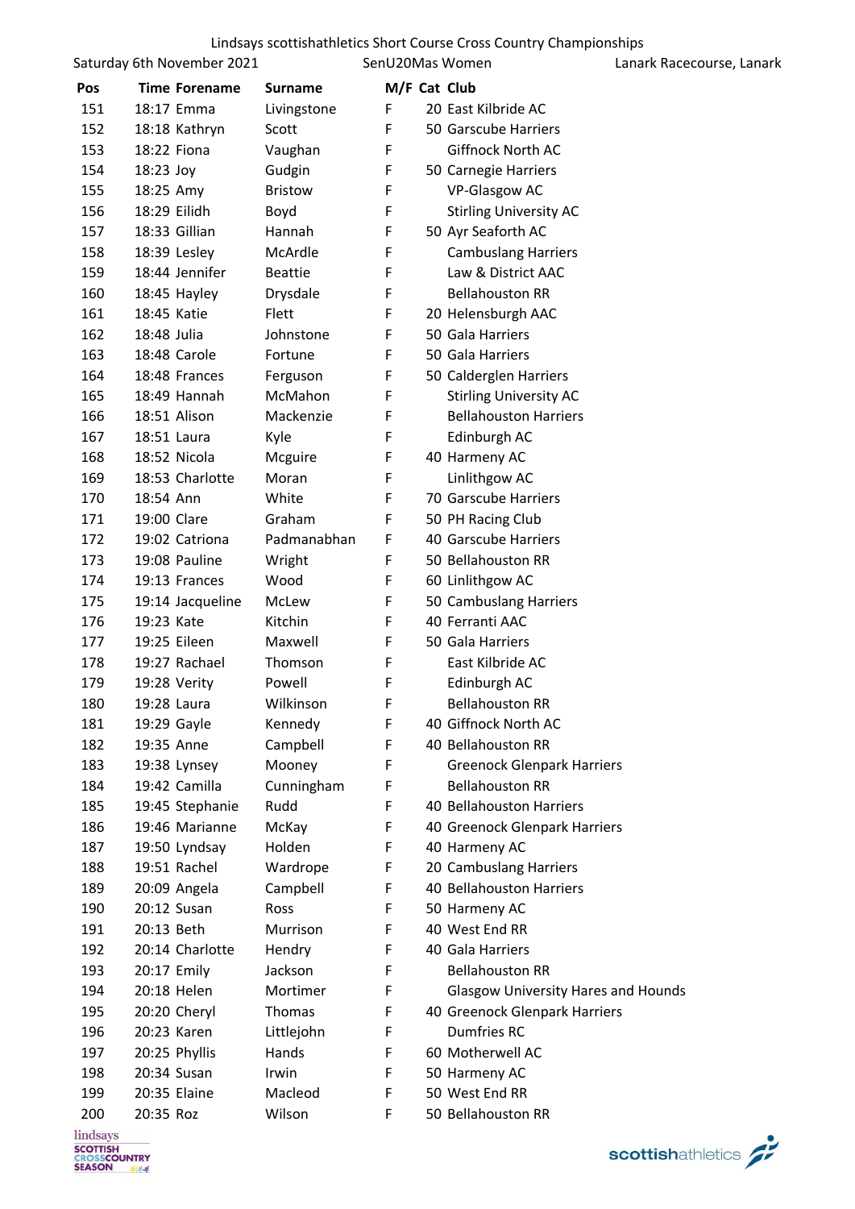Lindsays scottishathletics Short Course Cross Country Championships

Saturday 6th November 2021 | SenU20Mas Women | Lanark Racecourse, Lanark

| Pos | Time | Forename | Surname | M/F | Cat | Club |
|---|---|---|---|---|---|---|
| 151 | 18:17 | Emma | Livingstone | F | 20 | East Kilbride AC |
| 152 | 18:18 | Kathryn | Scott | F | 50 | Garscube Harriers |
| 153 | 18:22 | Fiona | Vaughan | F | | Giffnock North AC |
| 154 | 18:23 | Joy | Gudgin | F | 50 | Carnegie Harriers |
| 155 | 18:25 | Amy | Bristow | F | | VP-Glasgow AC |
| 156 | 18:29 | Eilidh | Boyd | F | | Stirling University AC |
| 157 | 18:33 | Gillian | Hannah | F | 50 | Ayr Seaforth AC |
| 158 | 18:39 | Lesley | McArdle | F | | Cambuslang Harriers |
| 159 | 18:44 | Jennifer | Beattie | F | | Law & District AAC |
| 160 | 18:45 | Hayley | Drysdale | F | | Bellahouston RR |
| 161 | 18:45 | Katie | Flett | F | 20 | Helensburgh AAC |
| 162 | 18:48 | Julia | Johnstone | F | 50 | Gala Harriers |
| 163 | 18:48 | Carole | Fortune | F | 50 | Gala Harriers |
| 164 | 18:48 | Frances | Ferguson | F | 50 | Caldergien Harriers |
| 165 | 18:49 | Hannah | McMahon | F | | Stirling University AC |
| 166 | 18:51 | Alison | Mackenzie | F | | Bellahouston Harriers |
| 167 | 18:51 | Laura | Kyle | F | | Edinburgh AC |
| 168 | 18:52 | Nicola | Mcguire | F | 40 | Harmeny AC |
| 169 | 18:53 | Charlotte | Moran | F | | Linlithgow AC |
| 170 | 18:54 | Ann | White | F | 70 | Garscube Harriers |
| 171 | 19:00 | Clare | Graham | F | 50 | PH Racing Club |
| 172 | 19:02 | Catriona | Padmanabhan | F | 40 | Garscube Harriers |
| 173 | 19:08 | Pauline | Wright | F | 50 | Bellahouston RR |
| 174 | 19:13 | Frances | Wood | F | 60 | Linlithgow AC |
| 175 | 19:14 | Jacqueline | McLew | F | 50 | Cambuslang Harriers |
| 176 | 19:23 | Kate | Kitchin | F | 40 | Ferranti AAC |
| 177 | 19:25 | Eileen | Maxwell | F | 50 | Gala Harriers |
| 178 | 19:27 | Rachael | Thomson | F | | East Kilbride AC |
| 179 | 19:28 | Verity | Powell | F | | Edinburgh AC |
| 180 | 19:28 | Laura | Wilkinson | F | | Bellahouston RR |
| 181 | 19:29 | Gayle | Kennedy | F | 40 | Giffnock North AC |
| 182 | 19:35 | Anne | Campbell | F | 40 | Bellahouston RR |
| 183 | 19:38 | Lynsey | Mooney | F | | Greenock Glenpark Harriers |
| 184 | 19:42 | Camilla | Cunningham | F | | Bellahouston RR |
| 185 | 19:45 | Stephanie | Rudd | F | 40 | Bellahouston Harriers |
| 186 | 19:46 | Marianne | McKay | F | 40 | Greenock Glenpark Harriers |
| 187 | 19:50 | Lyndsay | Holden | F | 40 | Harmeny AC |
| 188 | 19:51 | Rachel | Wardrope | F | 20 | Cambuslang Harriers |
| 189 | 20:09 | Angela | Campbell | F | 40 | Bellahouston Harriers |
| 190 | 20:12 | Susan | Ross | F | 50 | Harmeny AC |
| 191 | 20:13 | Beth | Murrison | F | 40 | West End RR |
| 192 | 20:14 | Charlotte | Hendry | F | 40 | Gala Harriers |
| 193 | 20:17 | Emily | Jackson | F | | Bellahouston RR |
| 194 | 20:18 | Helen | Mortimer | F | | Glasgow University Hares and Hounds |
| 195 | 20:20 | Cheryl | Thomas | F | 40 | Greenock Glenpark Harriers |
| 196 | 20:23 | Karen | Littlejohn | F | | Dumfries RC |
| 197 | 20:25 | Phyllis | Hands | F | 60 | Motherwell AC |
| 198 | 20:34 | Susan | Irwin | F | 50 | Harmeny AC |
| 199 | 20:35 | Elaine | Macleod | F | 50 | West End RR |
| 200 | 20:35 | Roz | Wilson | F | 50 | Bellahouston RR |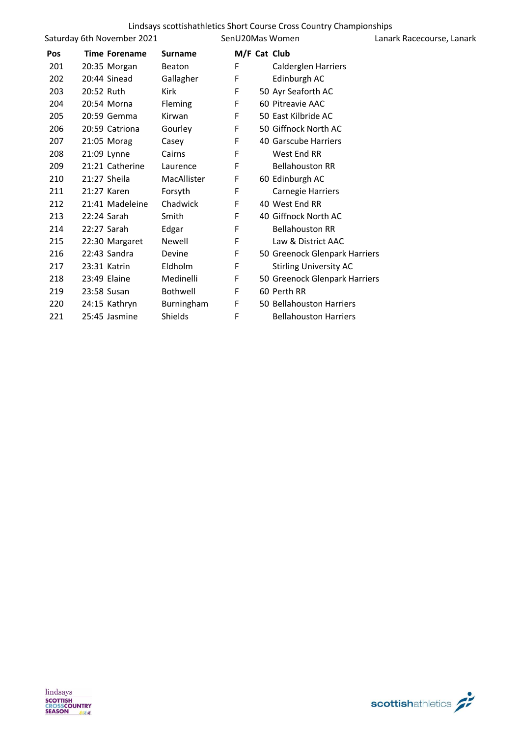Lindsays scottishathletics Short Course Cross Country Championships

Saturday 6th November 2021 SenU20Mas Women Lanark Racecourse, Lanark

| Pos | Time | Forename | Surname | M/F | Cat | Club |
|---|---|---|---|---|---|---|
| 201 | 20:35 | Morgan | Beaton | F | | Calderglen Harriers |
| 202 | 20:44 | Sinead | Gallagher | F | | Edinburgh AC |
| 203 | 20:52 | Ruth | Kirk | F | 50 | Ayr Seaforth AC |
| 204 | 20:54 | Morna | Fleming | F | 60 | Pitreavie AAC |
| 205 | 20:59 | Gemma | Kirwan | F | 50 | East Kilbride AC |
| 206 | 20:59 | Catriona | Gourley | F | 50 | Giffnock North AC |
| 207 | 21:05 | Morag | Casey | F | 40 | Garscube Harriers |
| 208 | 21:09 | Lynne | Cairns | F | | West End RR |
| 209 | 21:21 | Catherine | Laurence | F | | Bellahouston RR |
| 210 | 21:27 | Sheila | MacAllister | F | 60 | Edinburgh AC |
| 211 | 21:27 | Karen | Forsyth | F | | Carnegie Harriers |
| 212 | 21:41 | Madeleine | Chadwick | F | 40 | West End RR |
| 213 | 22:24 | Sarah | Smith | F | 40 | Giffnock North AC |
| 214 | 22:27 | Sarah | Edgar | F | | Bellahouston RR |
| 215 | 22:30 | Margaret | Newell | F | | Law & District AAC |
| 216 | 22:43 | Sandra | Devine | F | 50 | Greenock Glenpark Harriers |
| 217 | 23:31 | Katrin | Eldholm | F | | Stirling University AC |
| 218 | 23:49 | Elaine | Medinelli | F | 50 | Greenock Glenpark Harriers |
| 219 | 23:58 | Susan | Bothwell | F | 60 | Perth RR |
| 220 | 24:15 | Kathryn | Burningham | F | 50 | Bellahouston Harriers |
| 221 | 25:45 | Jasmine | Shields | F | | Bellahouston Harriers |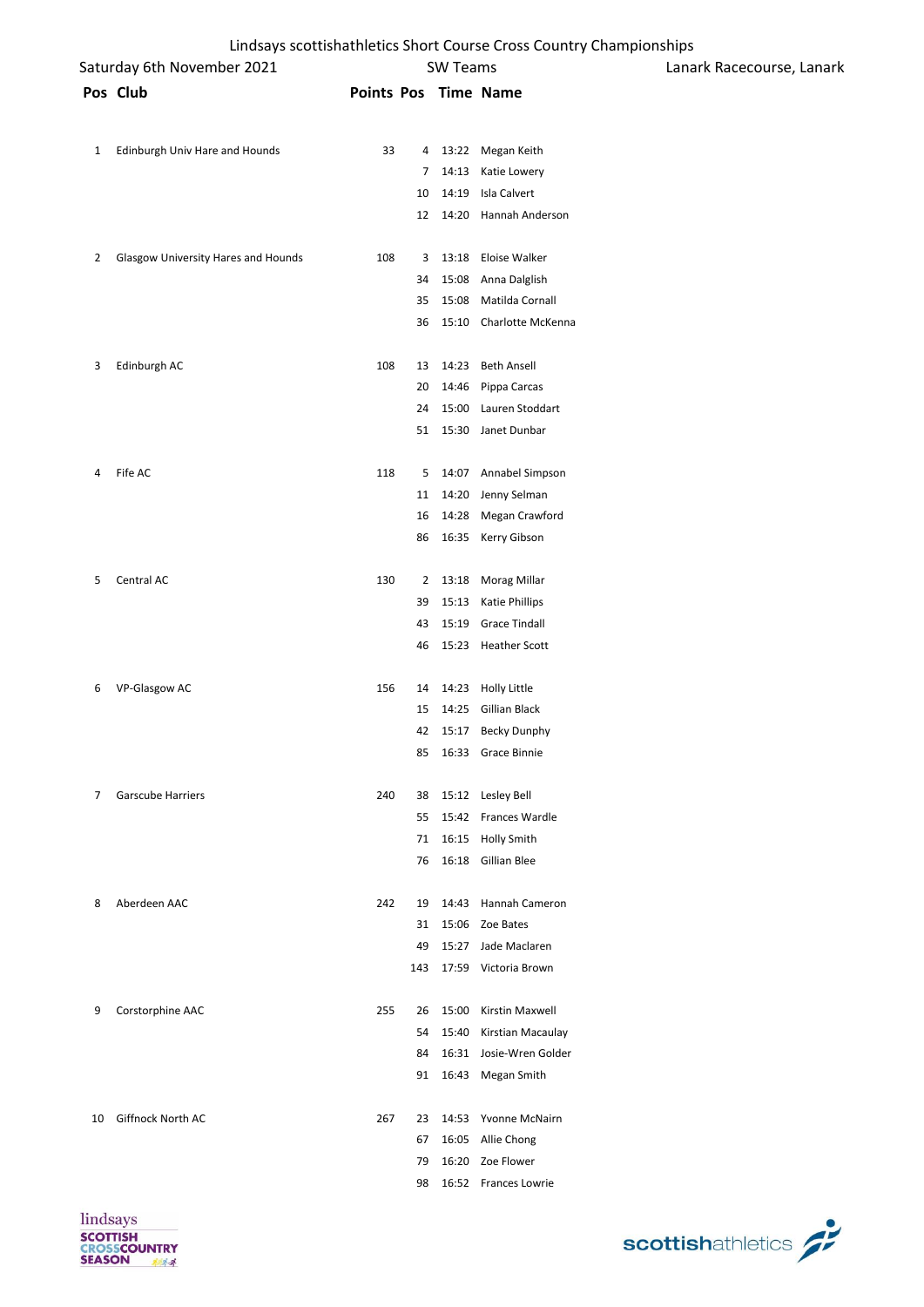# Lindsays scottishathletics Short Course Cross Country Championships

Saturday 6th November 2021 | SW Teams | Lanark Racecourse, Lanark

| Pos | Club | Points | Pos | Time | Name |
|---|---|---|---|---|---|
| 1 | Edinburgh Univ Hare and Hounds | 33 | 4 | 13:22 | Megan Keith |
| | | | 7 | 14:13 | Katie Lowery |
| | | | 10 | 14:19 | Isla Calvert |
| | | | 12 | 14:20 | Hannah Anderson |
| 2 | Glasgow University Hares and Hounds | 108 | 3 | 13:18 | Eloise Walker |
| | | | 34 | 15:08 | Anna Dalglish |
| | | | 35 | 15:08 | Matilda Cornall |
| | | | 36 | 15:10 | Charlotte McKenna |
| 3 | Edinburgh AC | 108 | 13 | 14:23 | Beth Ansell |
| | | | 20 | 14:46 | Pippa Carcas |
| | | | 24 | 15:00 | Lauren Stoddart |
| | | | 51 | 15:30 | Janet Dunbar |
| 4 | Fife AC | 118 | 5 | 14:07 | Annabel Simpson |
| | | | 11 | 14:20 | Jenny Selman |
| | | | 16 | 14:28 | Megan Crawford |
| | | | 86 | 16:35 | Kerry Gibson |
| 5 | Central AC | 130 | 2 | 13:18 | Morag Millar |
| | | | 39 | 15:13 | Katie Phillips |
| | | | 43 | 15:19 | Grace Tindall |
| | | | 46 | 15:23 | Heather Scott |
| 6 | VP-Glasgow AC | 156 | 14 | 14:23 | Holly Little |
| | | | 15 | 14:25 | Gillian Black |
| | | | 42 | 15:17 | Becky Dunphy |
| | | | 85 | 16:33 | Grace Binnie |
| 7 | Garscube Harriers | 240 | 38 | 15:12 | Lesley Bell |
| | | | 55 | 15:42 | Frances Wardle |
| | | | 71 | 16:15 | Holly Smith |
| | | | 76 | 16:18 | Gillian Blee |
| 8 | Aberdeen AAC | 242 | 19 | 14:43 | Hannah Cameron |
| | | | 31 | 15:06 | Zoe Bates |
| | | | 49 | 15:27 | Jade Maclaren |
| | | | 143 | 17:59 | Victoria Brown |
| 9 | Corstorphine AAC | 255 | 26 | 15:00 | Kirstin Maxwell |
| | | | 54 | 15:40 | Kirstian Macaulay |
| | | | 84 | 16:31 | Josie-Wren Golder |
| | | | 91 | 16:43 | Megan Smith |
| 10 | Giffnock North AC | 267 | 23 | 14:53 | Yvonne McNairn |
| | | | 67 | 16:05 | Allie Chong |
| | | | 79 | 16:20 | Zoe Flower |
| | | | 98 | 16:52 | Frances Lowrie |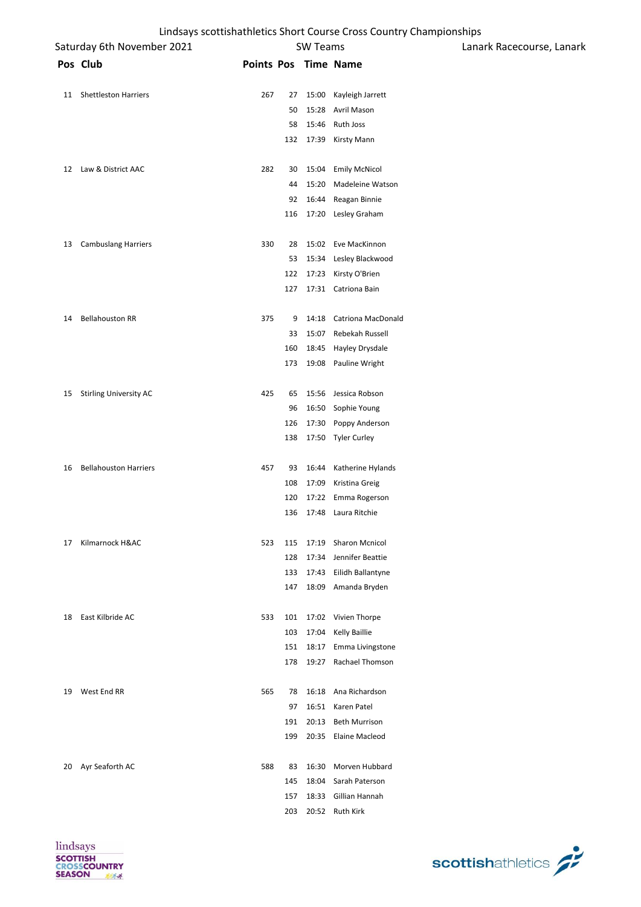Lindsays scottishathletics Short Course Cross Country Championships

Saturday 6th November 2021 — SW Teams — Lanark Racecourse, Lanark

| Pos | Club | Points | Pos | Time | Name |
|---|---|---|---|---|---|
| 11 | Shettleston Harriers | 267 | 27 | 15:00 | Kayleigh Jarrett |
| | | | 50 | 15:28 | Avril Mason |
| | | | 58 | 15:46 | Ruth Joss |
| | | | 132 | 17:39 | Kirsty Mann |
| 12 | Law & District AAC | 282 | 30 | 15:04 | Emily McNicol |
| | | | 44 | 15:20 | Madeleine Watson |
| | | | 92 | 16:44 | Reagan Binnie |
| | | | 116 | 17:20 | Lesley Graham |
| 13 | Cambuslang Harriers | 330 | 28 | 15:02 | Eve MacKinnon |
| | | | 53 | 15:34 | Lesley Blackwood |
| | | | 122 | 17:23 | Kirsty O'Brien |
| | | | 127 | 17:31 | Catriona Bain |
| 14 | Bellahouston RR | 375 | 9 | 14:18 | Catriona MacDonald |
| | | | 33 | 15:07 | Rebekah Russell |
| | | | 160 | 18:45 | Hayley Drysdale |
| | | | 173 | 19:08 | Pauline Wright |
| 15 | Stirling University AC | 425 | 65 | 15:56 | Jessica Robson |
| | | | 96 | 16:50 | Sophie Young |
| | | | 126 | 17:30 | Poppy Anderson |
| | | | 138 | 17:50 | Tyler Curley |
| 16 | Bellahouston Harriers | 457 | 93 | 16:44 | Katherine Hylands |
| | | | 108 | 17:09 | Kristina Greig |
| | | | 120 | 17:22 | Emma Rogerson |
| | | | 136 | 17:48 | Laura Ritchie |
| 17 | Kilmarnock H&AC | 523 | 115 | 17:19 | Sharon Mcnicol |
| | | | 128 | 17:34 | Jennifer Beattie |
| | | | 133 | 17:43 | Eilidh Ballantyne |
| | | | 147 | 18:09 | Amanda Bryden |
| 18 | East Kilbride AC | 533 | 101 | 17:02 | Vivien Thorpe |
| | | | 103 | 17:04 | Kelly Baillie |
| | | | 151 | 18:17 | Emma Livingstone |
| | | | 178 | 19:27 | Rachael Thomson |
| 19 | West End RR | 565 | 78 | 16:18 | Ana Richardson |
| | | | 97 | 16:51 | Karen Patel |
| | | | 191 | 20:13 | Beth Murrison |
| | | | 199 | 20:35 | Elaine Macleod |
| 20 | Ayr Seaforth AC | 588 | 83 | 16:30 | Morven Hubbard |
| | | | 145 | 18:04 | Sarah Paterson |
| | | | 157 | 18:33 | Gillian Hannah |
| | | | 203 | 20:52 | Ruth Kirk |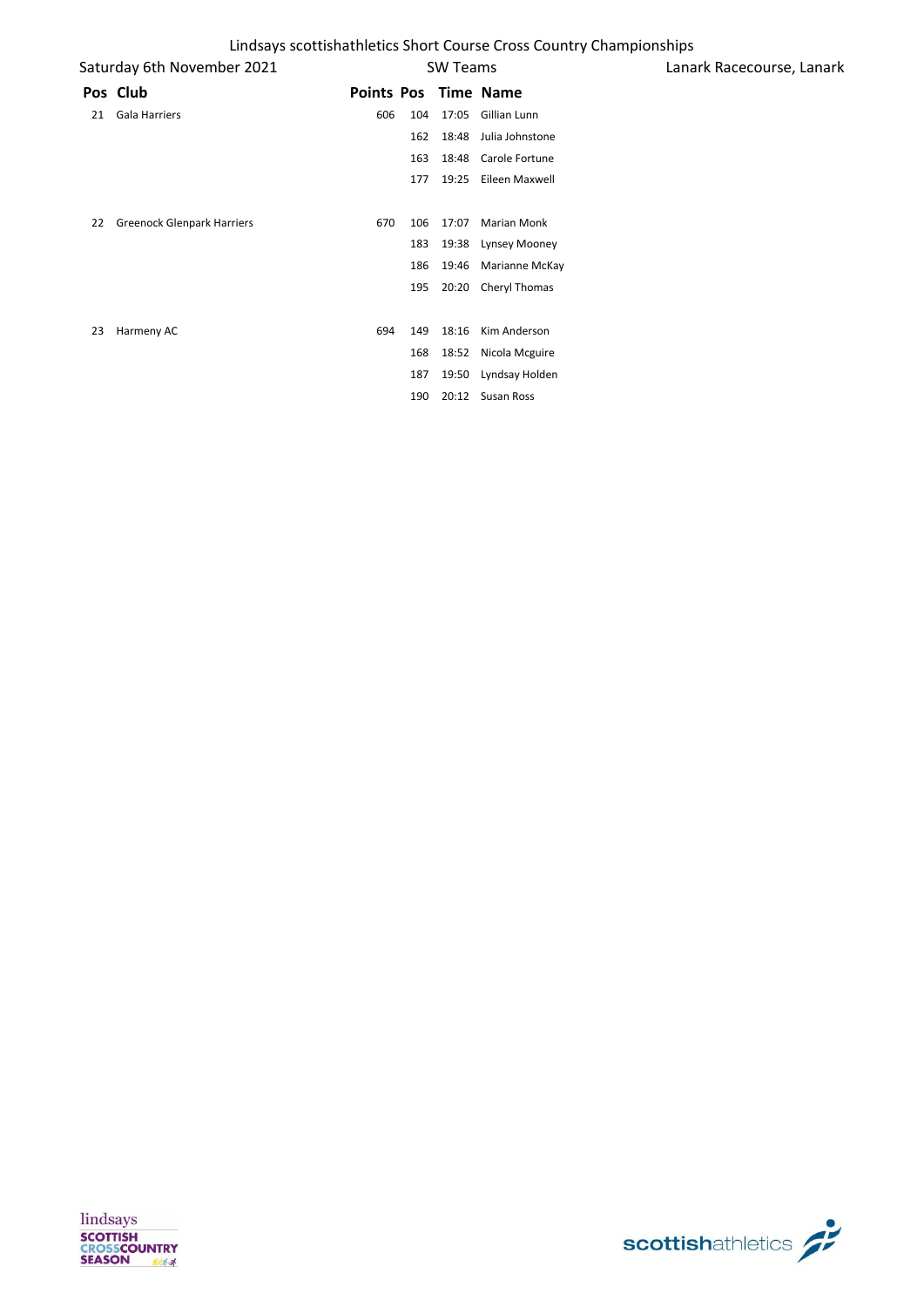Lindsays scottishathletics Short Course Cross Country Championships

Saturday 6th November 2021 | SW Teams | Lanark Racecourse, Lanark

| Pos | Club | Points | Pos | Time | Name |
|---|---|---|---|---|---|
| 21 | Gala Harriers | 606 | 104 | 17:05 | Gillian Lunn |
| | | | 162 | 18:48 | Julia Johnstone |
| | | | 163 | 18:48 | Carole Fortune |
| | | | 177 | 19:25 | Eileen Maxwell |
| 22 | Greenock Glenpark Harriers | 670 | 106 | 17:07 | Marian Monk |
| | | | 183 | 19:38 | Lynsey Mooney |
| | | | 186 | 19:46 | Marianne McKay |
| | | | 195 | 20:20 | Cheryl Thomas |
| 23 | Harmeny AC | 694 | 149 | 18:16 | Kim Anderson |
| | | | 168 | 18:52 | Nicola Mcguire |
| | | | 187 | 19:50 | Lyndsay Holden |
| | | | 190 | 20:12 | Susan Ross |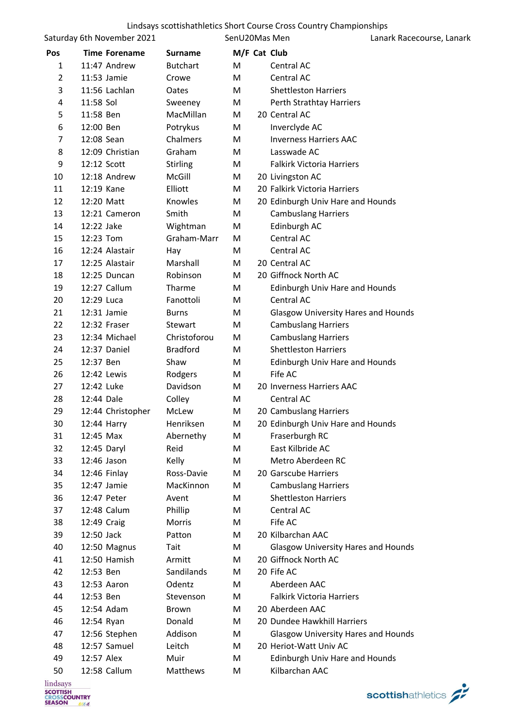Lindsays scottishathletics Short Course Cross Country Championships

Saturday 6th November 2021 | SenU20Mas Men | Lanark Racecourse, Lanark

| Pos | Time | Forename | Surname | M/F | Cat | Club |
|---|---|---|---|---|---|---|
| 1 | 11:47 | Andrew | Butchart | M | | Central AC |
| 2 | 11:53 | Jamie | Crowe | M | | Central AC |
| 3 | 11:56 | Lachlan | Oates | M | | Shettleston Harriers |
| 4 | 11:58 | Sol | Sweeney | M | | Perth Strathtay Harriers |
| 5 | 11:58 | Ben | MacMillan | M | 20 | Central AC |
| 6 | 12:00 | Ben | Potrykus | M | | Inverclyde AC |
| 7 | 12:08 | Sean | Chalmers | M | | Inverness Harriers AAC |
| 8 | 12:09 | Christian | Graham | M | | Lasswade AC |
| 9 | 12:12 | Scott | Stirling | M | | Falkirk Victoria Harriers |
| 10 | 12:18 | Andrew | McGill | M | 20 | Livingston AC |
| 11 | 12:19 | Kane | Elliott | M | 20 | Falkirk Victoria Harriers |
| 12 | 12:20 | Matt | Knowles | M | 20 | Edinburgh Univ Hare and Hounds |
| 13 | 12:21 | Cameron | Smith | M | | Cambuslang Harriers |
| 14 | 12:22 | Jake | Wightman | M | | Edinburgh AC |
| 15 | 12:23 | Tom | Graham-Marr | M | | Central AC |
| 16 | 12:24 | Alastair | Hay | M | | Central AC |
| 17 | 12:25 | Alastair | Marshall | M | 20 | Central AC |
| 18 | 12:25 | Duncan | Robinson | M | 20 | Giffnock North AC |
| 19 | 12:27 | Callum | Tharme | M | | Edinburgh Univ Hare and Hounds |
| 20 | 12:29 | Luca | Fanottoli | M | | Central AC |
| 21 | 12:31 | Jamie | Burns | M | | Glasgow University Hares and Hounds |
| 22 | 12:32 | Fraser | Stewart | M | | Cambuslang Harriers |
| 23 | 12:34 | Michael | Christoforou | M | | Cambuslang Harriers |
| 24 | 12:37 | Daniel | Bradford | M | | Shettleston Harriers |
| 25 | 12:37 | Ben | Shaw | M | | Edinburgh Univ Hare and Hounds |
| 26 | 12:42 | Lewis | Rodgers | M | | Fife AC |
| 27 | 12:42 | Luke | Davidson | M | 20 | Inverness Harriers AAC |
| 28 | 12:44 | Dale | Colley | M | | Central AC |
| 29 | 12:44 | Christopher | McLew | M | 20 | Cambuslang Harriers |
| 30 | 12:44 | Harry | Henriksen | M | 20 | Edinburgh Univ Hare and Hounds |
| 31 | 12:45 | Max | Abernethy | M | | Fraserburgh RC |
| 32 | 12:45 | Daryl | Reid | M | | East Kilbride AC |
| 33 | 12:46 | Jason | Kelly | M | | Metro Aberdeen RC |
| 34 | 12:46 | Finlay | Ross-Davie | M | 20 | Garscube Harriers |
| 35 | 12:47 | Jamie | MacKinnon | M | | Cambuslang Harriers |
| 36 | 12:47 | Peter | Avent | M | | Shettleston Harriers |
| 37 | 12:48 | Calum | Phillip | M | | Central AC |
| 38 | 12:49 | Craig | Morris | M | | Fife AC |
| 39 | 12:50 | Jack | Patton | M | 20 | Kilbarchan AAC |
| 40 | 12:50 | Magnus | Tait | M | | Glasgow University Hares and Hounds |
| 41 | 12:50 | Hamish | Armitt | M | 20 | Giffnock North AC |
| 42 | 12:53 | Ben | Sandilands | M | 20 | Fife AC |
| 43 | 12:53 | Aaron | Odentz | M | | Aberdeen AAC |
| 44 | 12:53 | Ben | Stevenson | M | | Falkirk Victoria Harriers |
| 45 | 12:54 | Adam | Brown | M | 20 | Aberdeen AAC |
| 46 | 12:54 | Ryan | Donald | M | 20 | Dundee Hawkhill Harriers |
| 47 | 12:56 | Stephen | Addison | M | | Glasgow University Hares and Hounds |
| 48 | 12:57 | Samuel | Leitch | M | 20 | Heriot-Watt Univ AC |
| 49 | 12:57 | Alex | Muir | M | | Edinburgh Univ Hare and Hounds |
| 50 | 12:58 | Callum | Matthews | M | | Kilbarchan AAC |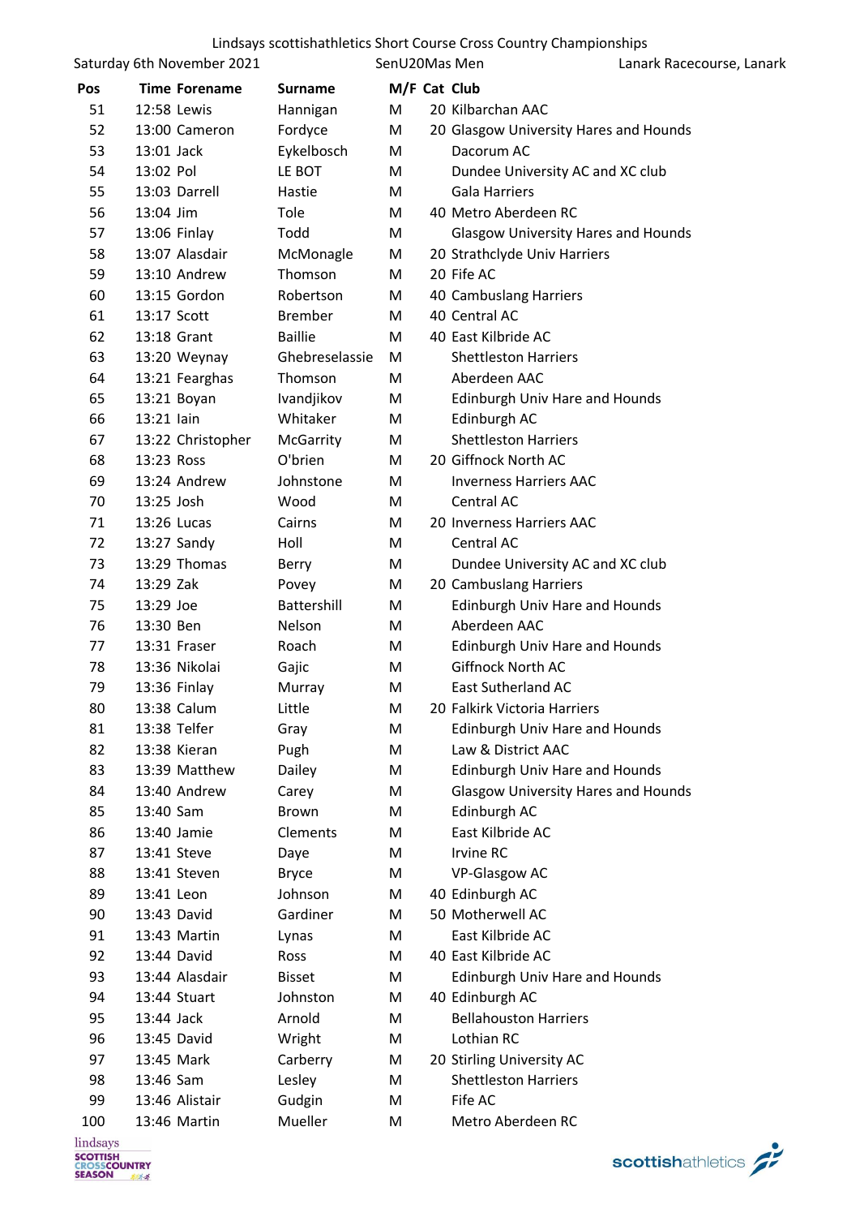Lindsays scottishathletics Short Course Cross Country Championships

Saturday 6th November 2021 | SenU20Mas Men | Lanark Racecourse, Lanark

| Pos | Time | Forename | Surname | M/F | Cat | Club |
|---|---|---|---|---|---|---|
| 51 | 12:58 | Lewis | Hannigan | M | 20 | Kilbarchan AAC |
| 52 | 13:00 | Cameron | Fordyce | M | 20 | Glasgow University Hares and Hounds |
| 53 | 13:01 | Jack | Eykelbosch | M | | Dacorum AC |
| 54 | 13:02 | Pol | LE BOT | M | | Dundee University AC and XC club |
| 55 | 13:03 | Darrell | Hastie | M | | Gala Harriers |
| 56 | 13:04 | Jim | Tole | M | 40 | Metro Aberdeen RC |
| 57 | 13:06 | Finlay | Todd | M | | Glasgow University Hares and Hounds |
| 58 | 13:07 | Alasdair | McMonagle | M | 20 | Strathclyde Univ Harriers |
| 59 | 13:10 | Andrew | Thomson | M | 20 | Fife AC |
| 60 | 13:15 | Gordon | Robertson | M | 40 | Cambuslang Harriers |
| 61 | 13:17 | Scott | Brember | M | 40 | Central AC |
| 62 | 13:18 | Grant | Baillie | M | 40 | East Kilbride AC |
| 63 | 13:20 | Weynay | Ghebreselassie | M | | Shettleston Harriers |
| 64 | 13:21 | Fearghas | Thomson | M | | Aberdeen AAC |
| 65 | 13:21 | Boyan | Ivandjikov | M | | Edinburgh Univ Hare and Hounds |
| 66 | 13:21 | Iain | Whitaker | M | | Edinburgh AC |
| 67 | 13:22 | Christopher | McGarrity | M | | Shettleston Harriers |
| 68 | 13:23 | Ross | O'brien | M | 20 | Giffnock North AC |
| 69 | 13:24 | Andrew | Johnstone | M | | Inverness Harriers AAC |
| 70 | 13:25 | Josh | Wood | M | | Central AC |
| 71 | 13:26 | Lucas | Cairns | M | 20 | Inverness Harriers AAC |
| 72 | 13:27 | Sandy | Holl | M | | Central AC |
| 73 | 13:29 | Thomas | Berry | M | | Dundee University AC and XC club |
| 74 | 13:29 | Zak | Povey | M | 20 | Cambuslang Harriers |
| 75 | 13:29 | Joe | Battershill | M | | Edinburgh Univ Hare and Hounds |
| 76 | 13:30 | Ben | Nelson | M | | Aberdeen AAC |
| 77 | 13:31 | Fraser | Roach | M | | Edinburgh Univ Hare and Hounds |
| 78 | 13:36 | Nikolai | Gajic | M | | Giffnock North AC |
| 79 | 13:36 | Finlay | Murray | M | | East Sutherland AC |
| 80 | 13:38 | Calum | Little | M | 20 | Falkirk Victoria Harriers |
| 81 | 13:38 | Telfer | Gray | M | | Edinburgh Univ Hare and Hounds |
| 82 | 13:38 | Kieran | Pugh | M | | Law & District AAC |
| 83 | 13:39 | Matthew | Dailey | M | | Edinburgh Univ Hare and Hounds |
| 84 | 13:40 | Andrew | Carey | M | | Glasgow University Hares and Hounds |
| 85 | 13:40 | Sam | Brown | M | | Edinburgh AC |
| 86 | 13:40 | Jamie | Clements | M | | East Kilbride AC |
| 87 | 13:41 | Steve | Daye | M | | Irvine RC |
| 88 | 13:41 | Steven | Bryce | M | | VP-Glasgow AC |
| 89 | 13:41 | Leon | Johnson | M | 40 | Edinburgh AC |
| 90 | 13:43 | David | Gardiner | M | 50 | Motherwell AC |
| 91 | 13:43 | Martin | Lynas | M | | East Kilbride AC |
| 92 | 13:44 | David | Ross | M | 40 | East Kilbride AC |
| 93 | 13:44 | Alasdair | Bisset | M | | Edinburgh Univ Hare and Hounds |
| 94 | 13:44 | Stuart | Johnston | M | 40 | Edinburgh AC |
| 95 | 13:44 | Jack | Arnold | M | | Bellahouston Harriers |
| 96 | 13:45 | David | Wright | M | | Lothian RC |
| 97 | 13:45 | Mark | Carberry | M | 20 | Stirling University AC |
| 98 | 13:46 | Sam | Lesley | M | | Shettleston Harriers |
| 99 | 13:46 | Alistair | Gudgin | M | | Fife AC |
| 100 | 13:46 | Martin | Mueller | M | | Metro Aberdeen RC |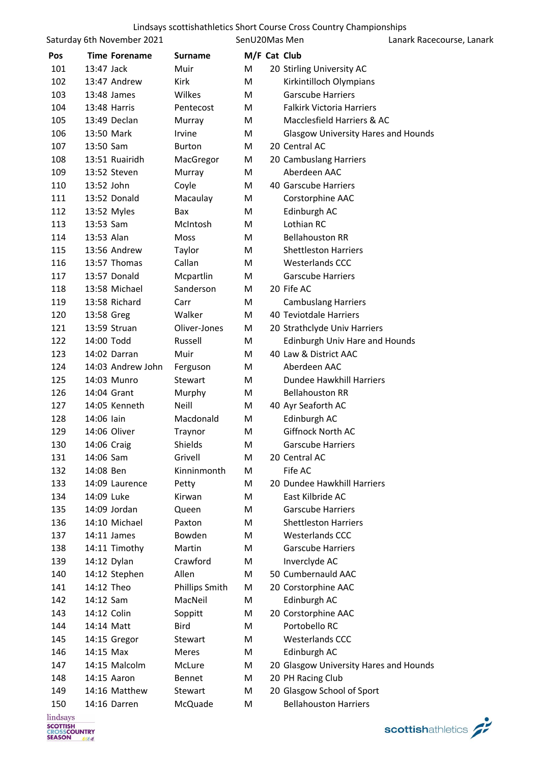Lindsays scottishathletics Short Course Cross Country Championships

Saturday 6th November 2021 | SenU20Mas Men | Lanark Racecourse, Lanark

| Pos | Time | Forename | Surname | M/F | Cat | Club |
|---|---|---|---|---|---|---|
| 101 | 13:47 | Jack | Muir | M | 20 | Stirling University AC |
| 102 | 13:47 | Andrew | Kirk | M | | Kirkintilloch Olympians |
| 103 | 13:48 | James | Wilkes | M | | Garscube Harriers |
| 104 | 13:48 | Harris | Pentecost | M | | Falkirk Victoria Harriers |
| 105 | 13:49 | Declan | Murray | M | | Macclesfield Harriers & AC |
| 106 | 13:50 | Mark | Irvine | M | | Glasgow University Hares and Hounds |
| 107 | 13:50 | Sam | Burton | M | 20 | Central AC |
| 108 | 13:51 | Ruairidh | MacGregor | M | 20 | Cambuslang Harriers |
| 109 | 13:52 | Steven | Murray | M | | Aberdeen AAC |
| 110 | 13:52 | John | Coyle | M | 40 | Garscube Harriers |
| 111 | 13:52 | Donald | Macaulay | M | | Corstorphine AAC |
| 112 | 13:52 | Myles | Bax | M | | Edinburgh AC |
| 113 | 13:53 | Sam | McIntosh | M | | Lothian RC |
| 114 | 13:53 | Alan | Moss | M | | Bellahouston RR |
| 115 | 13:56 | Andrew | Taylor | M | | Shettleston Harriers |
| 116 | 13:57 | Thomas | Callan | M | | Westerlands CCC |
| 117 | 13:57 | Donald | Mcpartlin | M | | Garscube Harriers |
| 118 | 13:58 | Michael | Sanderson | M | 20 | Fife AC |
| 119 | 13:58 | Richard | Carr | M | | Cambuslang Harriers |
| 120 | 13:58 | Greg | Walker | M | 40 | Teviotdale Harriers |
| 121 | 13:59 | Struan | Oliver-Jones | M | 20 | Strathclyde Univ Harriers |
| 122 | 14:00 | Todd | Russell | M | | Edinburgh Univ Hare and Hounds |
| 123 | 14:02 | Darran | Muir | M | 40 | Law & District AAC |
| 124 | 14:03 | Andrew John | Ferguson | M | | Aberdeen AAC |
| 125 | 14:03 | Munro | Stewart | M | | Dundee Hawkhill Harriers |
| 126 | 14:04 | Grant | Murphy | M | | Bellahouston RR |
| 127 | 14:05 | Kenneth | Neill | M | 40 | Ayr Seaforth AC |
| 128 | 14:06 | Iain | Macdonald | M | | Edinburgh AC |
| 129 | 14:06 | Oliver | Traynor | M | | Giffnock North AC |
| 130 | 14:06 | Craig | Shields | M | | Garscube Harriers |
| 131 | 14:06 | Sam | Grivell | M | 20 | Central AC |
| 132 | 14:08 | Ben | Kinninmonth | M | | Fife AC |
| 133 | 14:09 | Laurence | Petty | M | 20 | Dundee Hawkhill Harriers |
| 134 | 14:09 | Luke | Kirwan | M | | East Kilbride AC |
| 135 | 14:09 | Jordan | Queen | M | | Garscube Harriers |
| 136 | 14:10 | Michael | Paxton | M | | Shettleston Harriers |
| 137 | 14:11 | James | Bowden | M | | Westerlands CCC |
| 138 | 14:11 | Timothy | Martin | M | | Garscube Harriers |
| 139 | 14:12 | Dylan | Crawford | M | | Inverclyde AC |
| 140 | 14:12 | Stephen | Allen | M | 50 | Cumbernauld AAC |
| 141 | 14:12 | Theo | Phillips Smith | M | 20 | Corstorphine AAC |
| 142 | 14:12 | Sam | MacNeil | M | | Edinburgh AC |
| 143 | 14:12 | Colin | Soppitt | M | 20 | Corstorphine AAC |
| 144 | 14:14 | Matt | Bird | M | | Portobello RC |
| 145 | 14:15 | Gregor | Stewart | M | | Westerlands CCC |
| 146 | 14:15 | Max | Meres | M | | Edinburgh AC |
| 147 | 14:15 | Malcolm | McLure | M | 20 | Glasgow University Hares and Hounds |
| 148 | 14:15 | Aaron | Bennet | M | 20 | PH Racing Club |
| 149 | 14:16 | Matthew | Stewart | M | 20 | Glasgow School of Sport |
| 150 | 14:16 | Darren | McQuade | M | | Bellahouston Harriers |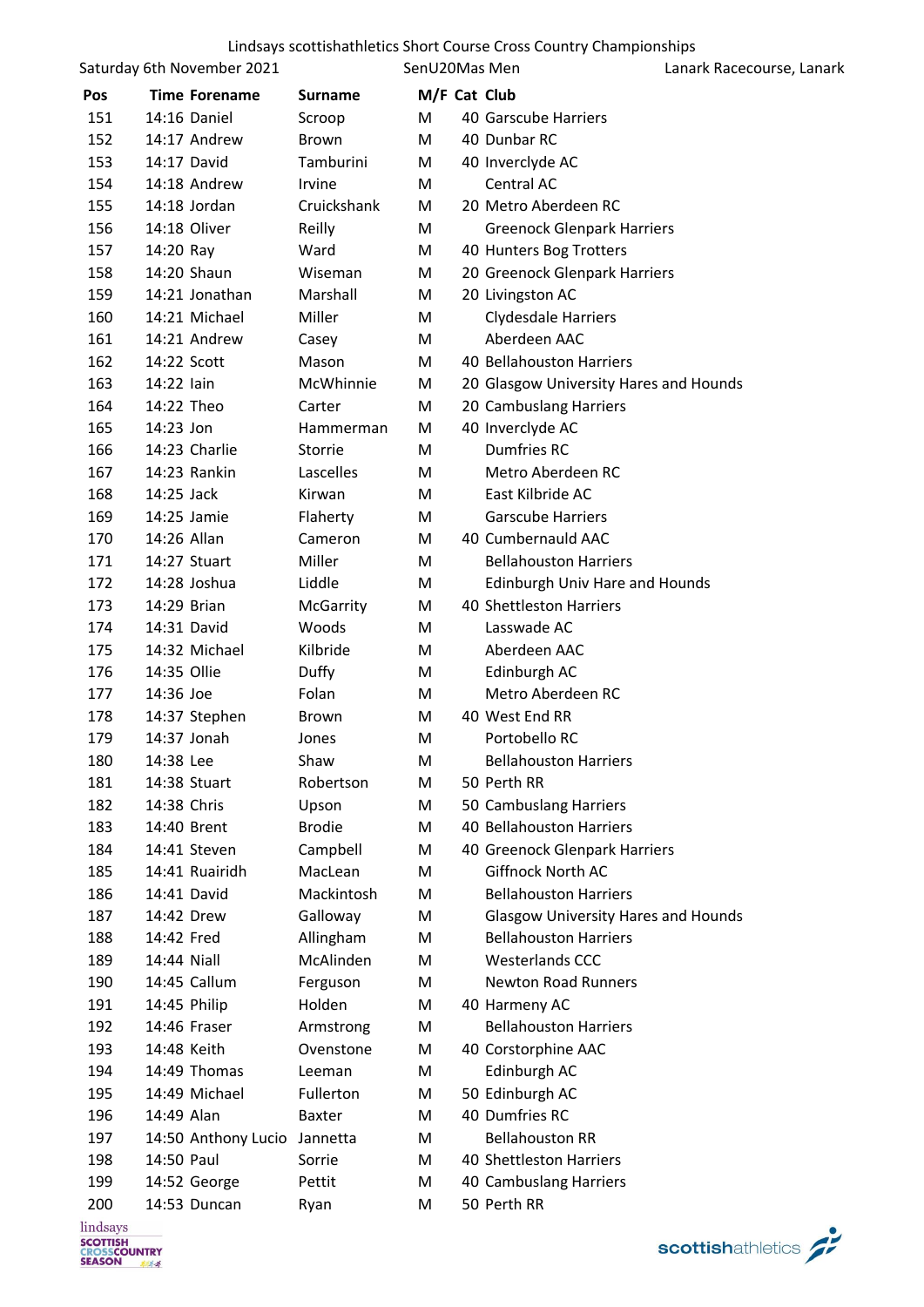Lindsays scottishathletics Short Course Cross Country Championships

Saturday 6th November 2021 | SenU20Mas Men | Lanark Racecourse, Lanark

| Pos | Time | Forename | Surname | M/F | Cat | Club |
|---|---|---|---|---|---|---|
| 151 | 14:16 | Daniel | Scroop | M | 40 | Garscube Harriers |
| 152 | 14:17 | Andrew | Brown | M | 40 | Dunbar RC |
| 153 | 14:17 | David | Tamburini | M | 40 | Inverclyde AC |
| 154 | 14:18 | Andrew | Irvine | M | | Central AC |
| 155 | 14:18 | Jordan | Cruickshank | M | 20 | Metro Aberdeen RC |
| 156 | 14:18 | Oliver | Reilly | M | | Greenock Glenpark Harriers |
| 157 | 14:20 | Ray | Ward | M | 40 | Hunters Bog Trotters |
| 158 | 14:20 | Shaun | Wiseman | M | 20 | Greenock Glenpark Harriers |
| 159 | 14:21 | Jonathan | Marshall | M | 20 | Livingston AC |
| 160 | 14:21 | Michael | Miller | M | | Clydesdale Harriers |
| 161 | 14:21 | Andrew | Casey | M | | Aberdeen AAC |
| 162 | 14:22 | Scott | Mason | M | 40 | Bellahouston Harriers |
| 163 | 14:22 | Iain | McWhinnie | M | 20 | Glasgow University Hares and Hounds |
| 164 | 14:22 | Theo | Carter | M | 20 | Cambuslang Harriers |
| 165 | 14:23 | Jon | Hammerman | M | 40 | Inverclyde AC |
| 166 | 14:23 | Charlie | Storrie | M | | Dumfries RC |
| 167 | 14:23 | Rankin | Lascelles | M | | Metro Aberdeen RC |
| 168 | 14:25 | Jack | Kirwan | M | | East Kilbride AC |
| 169 | 14:25 | Jamie | Flaherty | M | | Garscube Harriers |
| 170 | 14:26 | Allan | Cameron | M | 40 | Cumbernauld AAC |
| 171 | 14:27 | Stuart | Miller | M | | Bellahouston Harriers |
| 172 | 14:28 | Joshua | Liddle | M | | Edinburgh Univ Hare and Hounds |
| 173 | 14:29 | Brian | McGarrity | M | 40 | Shettleston Harriers |
| 174 | 14:31 | David | Woods | M | | Lasswade AC |
| 175 | 14:32 | Michael | Kilbride | M | | Aberdeen AAC |
| 176 | 14:35 | Ollie | Duffy | M | | Edinburgh AC |
| 177 | 14:36 | Joe | Folan | M | | Metro Aberdeen RC |
| 178 | 14:37 | Stephen | Brown | M | 40 | West End RR |
| 179 | 14:37 | Jonah | Jones | M | | Portobello RC |
| 180 | 14:38 | Lee | Shaw | M | | Bellahouston Harriers |
| 181 | 14:38 | Stuart | Robertson | M | 50 | Perth RR |
| 182 | 14:38 | Chris | Upson | M | 50 | Cambuslang Harriers |
| 183 | 14:40 | Brent | Brodie | M | 40 | Bellahouston Harriers |
| 184 | 14:41 | Steven | Campbell | M | 40 | Greenock Glenpark Harriers |
| 185 | 14:41 | Ruairidh | MacLean | M | | Giffnock North AC |
| 186 | 14:41 | David | Mackintosh | M | | Bellahouston Harriers |
| 187 | 14:42 | Drew | Galloway | M | | Glasgow University Hares and Hounds |
| 188 | 14:42 | Fred | Allingham | M | | Bellahouston Harriers |
| 189 | 14:44 | Niall | McAlinden | M | | Westerlands CCC |
| 190 | 14:45 | Callum | Ferguson | M | | Newton Road Runners |
| 191 | 14:45 | Philip | Holden | M | 40 | Harmeny AC |
| 192 | 14:46 | Fraser | Armstrong | M | | Bellahouston Harriers |
| 193 | 14:48 | Keith | Ovenstone | M | 40 | Corstorphine AAC |
| 194 | 14:49 | Thomas | Leeman | M | | Edinburgh AC |
| 195 | 14:49 | Michael | Fullerton | M | 50 | Edinburgh AC |
| 196 | 14:49 | Alan | Baxter | M | 40 | Dumfries RC |
| 197 | 14:50 | Anthony Lucio | Jannetta | M | | Bellahouston RR |
| 198 | 14:50 | Paul | Sorrie | M | 40 | Shettleston Harriers |
| 199 | 14:52 | George | Pettit | M | 40 | Cambuslang Harriers |
| 200 | 14:53 | Duncan | Ryan | M | 50 | Perth RR |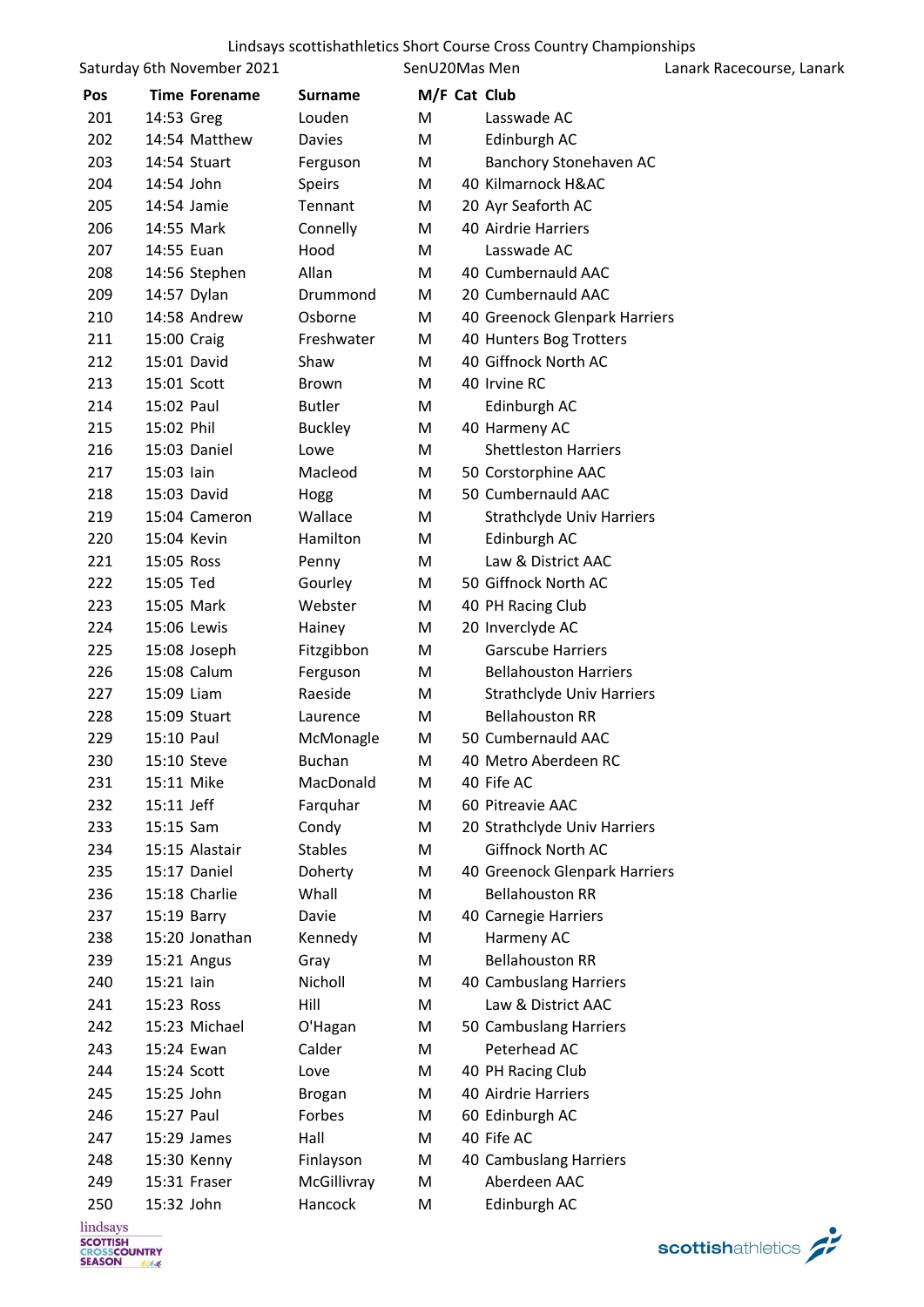Lindsays scottishathletics Short Course Cross Country Championships

Saturday 6th November 2021 | SenU20Mas Men | Lanark Racecourse, Lanark

| Pos | Time | Forename | Surname | M/F | Cat | Club |
|---|---|---|---|---|---|---|
| 201 | 14:53 | Greg | Louden | M | | Lasswade AC |
| 202 | 14:54 | Matthew | Davies | M | | Edinburgh AC |
| 203 | 14:54 | Stuart | Ferguson | M | | Banchory Stonehaven AC |
| 204 | 14:54 | John | Speirs | M | 40 | Kilmarnock H&AC |
| 205 | 14:54 | Jamie | Tennant | M | 20 | Ayr Seaforth AC |
| 206 | 14:55 | Mark | Connelly | M | 40 | Airdrie Harriers |
| 207 | 14:55 | Euan | Hood | M | | Lasswade AC |
| 208 | 14:56 | Stephen | Allan | M | 40 | Cumbernauld AAC |
| 209 | 14:57 | Dylan | Drummond | M | 20 | Cumbernauld AAC |
| 210 | 14:58 | Andrew | Osborne | M | 40 | Greenock Glenpark Harriers |
| 211 | 15:00 | Craig | Freshwater | M | 40 | Hunters Bog Trotters |
| 212 | 15:01 | David | Shaw | M | 40 | Giffnock North AC |
| 213 | 15:01 | Scott | Brown | M | 40 | Irvine RC |
| 214 | 15:02 | Paul | Butler | M | | Edinburgh AC |
| 215 | 15:02 | Phil | Buckley | M | 40 | Harmeny AC |
| 216 | 15:03 | Daniel | Lowe | M | | Shettleston Harriers |
| 217 | 15:03 | Iain | Macleod | M | 50 | Corstorphine AAC |
| 218 | 15:03 | David | Hogg | M | 50 | Cumbernauld AAC |
| 219 | 15:04 | Cameron | Wallace | M | | Strathclyde Univ Harriers |
| 220 | 15:04 | Kevin | Hamilton | M | | Edinburgh AC |
| 221 | 15:05 | Ross | Penny | M | | Law & District AAC |
| 222 | 15:05 | Ted | Gourley | M | 50 | Giffnock North AC |
| 223 | 15:05 | Mark | Webster | M | 40 | PH Racing Club |
| 224 | 15:06 | Lewis | Hainey | M | 20 | Inverclyde AC |
| 225 | 15:08 | Joseph | Fitzgibbon | M | | Garscube Harriers |
| 226 | 15:08 | Calum | Ferguson | M | | Bellahouston Harriers |
| 227 | 15:09 | Liam | Raeside | M | | Strathclyde Univ Harriers |
| 228 | 15:09 | Stuart | Laurence | M | | Bellahouston RR |
| 229 | 15:10 | Paul | McMonagle | M | 50 | Cumbernauld AAC |
| 230 | 15:10 | Steve | Buchan | M | 40 | Metro Aberdeen RC |
| 231 | 15:11 | Mike | MacDonald | M | 40 | Fife AC |
| 232 | 15:11 | Jeff | Farquhar | M | 60 | Pitreavie AAC |
| 233 | 15:15 | Sam | Condy | M | 20 | Strathclyde Univ Harriers |
| 234 | 15:15 | Alastair | Stables | M | | Giffnock North AC |
| 235 | 15:17 | Daniel | Doherty | M | 40 | Greenock Glenpark Harriers |
| 236 | 15:18 | Charlie | Whall | M | | Bellahouston RR |
| 237 | 15:19 | Barry | Davie | M | 40 | Carnegie Harriers |
| 238 | 15:20 | Jonathan | Kennedy | M | | Harmeny AC |
| 239 | 15:21 | Angus | Gray | M | | Bellahouston RR |
| 240 | 15:21 | Iain | Nicholl | M | 40 | Cambuslang Harriers |
| 241 | 15:23 | Ross | Hill | M | | Law & District AAC |
| 242 | 15:23 | Michael | O'Hagan | M | 50 | Cambuslang Harriers |
| 243 | 15:24 | Ewan | Calder | M | | Peterhead AC |
| 244 | 15:24 | Scott | Love | M | 40 | PH Racing Club |
| 245 | 15:25 | John | Brogan | M | 40 | Airdrie Harriers |
| 246 | 15:27 | Paul | Forbes | M | 60 | Edinburgh AC |
| 247 | 15:29 | James | Hall | M | 40 | Fife AC |
| 248 | 15:30 | Kenny | Finlayson | M | 40 | Cambuslang Harriers |
| 249 | 15:31 | Fraser | McGillivray | M | | Aberdeen AAC |
| 250 | 15:32 | John | Hancock | M | | Edinburgh AC |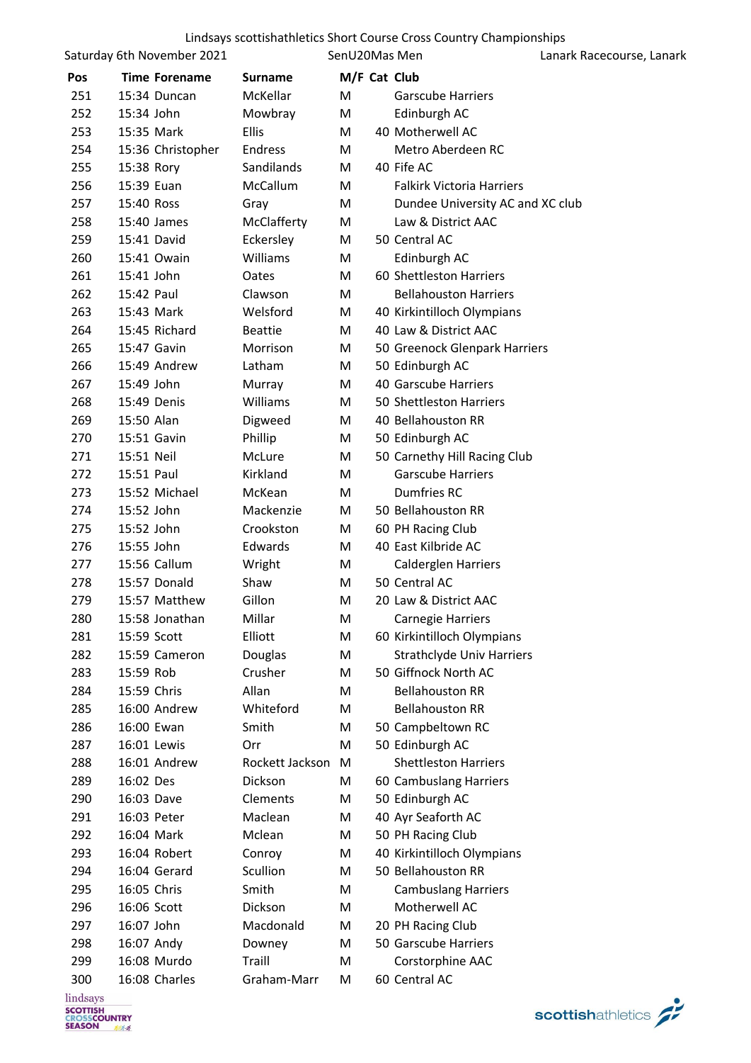Lindsays scottishathletics Short Course Cross Country Championships

Saturday 6th November 2021 | SenU20Mas Men | Lanark Racecourse, Lanark

| Pos | Time | Forename | Surname | M/F | Cat | Club |
|---|---|---|---|---|---|---|
| 251 | 15:34 | Duncan | McKellar | M | | Garscube Harriers |
| 252 | 15:34 | John | Mowbray | M | | Edinburgh AC |
| 253 | 15:35 | Mark | Ellis | M | 40 | Motherwell AC |
| 254 | 15:36 | Christopher | Endress | M | | Metro Aberdeen RC |
| 255 | 15:38 | Rory | Sandilands | M | 40 | Fife AC |
| 256 | 15:39 | Euan | McCallum | M | | Falkirk Victoria Harriers |
| 257 | 15:40 | Ross | Gray | M | | Dundee University AC and XC club |
| 258 | 15:40 | James | McClafferty | M | | Law & District AAC |
| 259 | 15:41 | David | Eckersley | M | 50 | Central AC |
| 260 | 15:41 | Owain | Williams | M | | Edinburgh AC |
| 261 | 15:41 | John | Oates | M | 60 | Shettleston Harriers |
| 262 | 15:42 | Paul | Clawson | M | | Bellahouston Harriers |
| 263 | 15:43 | Mark | Welsford | M | 40 | Kirkintilloch Olympians |
| 264 | 15:45 | Richard | Beattie | M | 40 | Law & District AAC |
| 265 | 15:47 | Gavin | Morrison | M | 50 | Greenock Glenpark Harriers |
| 266 | 15:49 | Andrew | Latham | M | 50 | Edinburgh AC |
| 267 | 15:49 | John | Murray | M | 40 | Garscube Harriers |
| 268 | 15:49 | Denis | Williams | M | 50 | Shettleston Harriers |
| 269 | 15:50 | Alan | Digweed | M | 40 | Bellahouston RR |
| 270 | 15:51 | Gavin | Phillip | M | 50 | Edinburgh AC |
| 271 | 15:51 | Neil | McLure | M | 50 | Carnethy Hill Racing Club |
| 272 | 15:51 | Paul | Kirkland | M | | Garscube Harriers |
| 273 | 15:52 | Michael | McKean | M | | Dumfries RC |
| 274 | 15:52 | John | Mackenzie | M | 50 | Bellahouston RR |
| 275 | 15:52 | John | Crookston | M | 60 | PH Racing Club |
| 276 | 15:55 | John | Edwards | M | 40 | East Kilbride AC |
| 277 | 15:56 | Callum | Wright | M | | Calderglen Harriers |
| 278 | 15:57 | Donald | Shaw | M | 50 | Central AC |
| 279 | 15:57 | Matthew | Gillon | M | 20 | Law & District AAC |
| 280 | 15:58 | Jonathan | Millar | M | | Carnegie Harriers |
| 281 | 15:59 | Scott | Elliott | M | 60 | Kirkintilloch Olympians |
| 282 | 15:59 | Cameron | Douglas | M | | Strathclyde Univ Harriers |
| 283 | 15:59 | Rob | Crusher | M | 50 | Giffnock North AC |
| 284 | 15:59 | Chris | Allan | M | | Bellahouston RR |
| 285 | 16:00 | Andrew | Whiteford | M | | Bellahouston RR |
| 286 | 16:00 | Ewan | Smith | M | 50 | Campbeltown RC |
| 287 | 16:01 | Lewis | Orr | M | 50 | Edinburgh AC |
| 288 | 16:01 | Andrew | Rockett Jackson | M | | Shettleston Harriers |
| 289 | 16:02 | Des | Dickson | M | 60 | Cambuslang Harriers |
| 290 | 16:03 | Dave | Clements | M | 50 | Edinburgh AC |
| 291 | 16:03 | Peter | Maclean | M | 40 | Ayr Seaforth AC |
| 292 | 16:04 | Mark | Mclean | M | 50 | PH Racing Club |
| 293 | 16:04 | Robert | Conroy | M | 40 | Kirkintilloch Olympians |
| 294 | 16:04 | Gerard | Scullion | M | 50 | Bellahouston RR |
| 295 | 16:05 | Chris | Smith | M | | Cambuslang Harriers |
| 296 | 16:06 | Scott | Dickson | M | | Motherwell AC |
| 297 | 16:07 | John | Macdonald | M | 20 | PH Racing Club |
| 298 | 16:07 | Andy | Downey | M | 50 | Garscube Harriers |
| 299 | 16:08 | Murdo | Traill | M | | Corstorphine AAC |
| 300 | 16:08 | Charles | Graham-Marr | M | 60 | Central AC |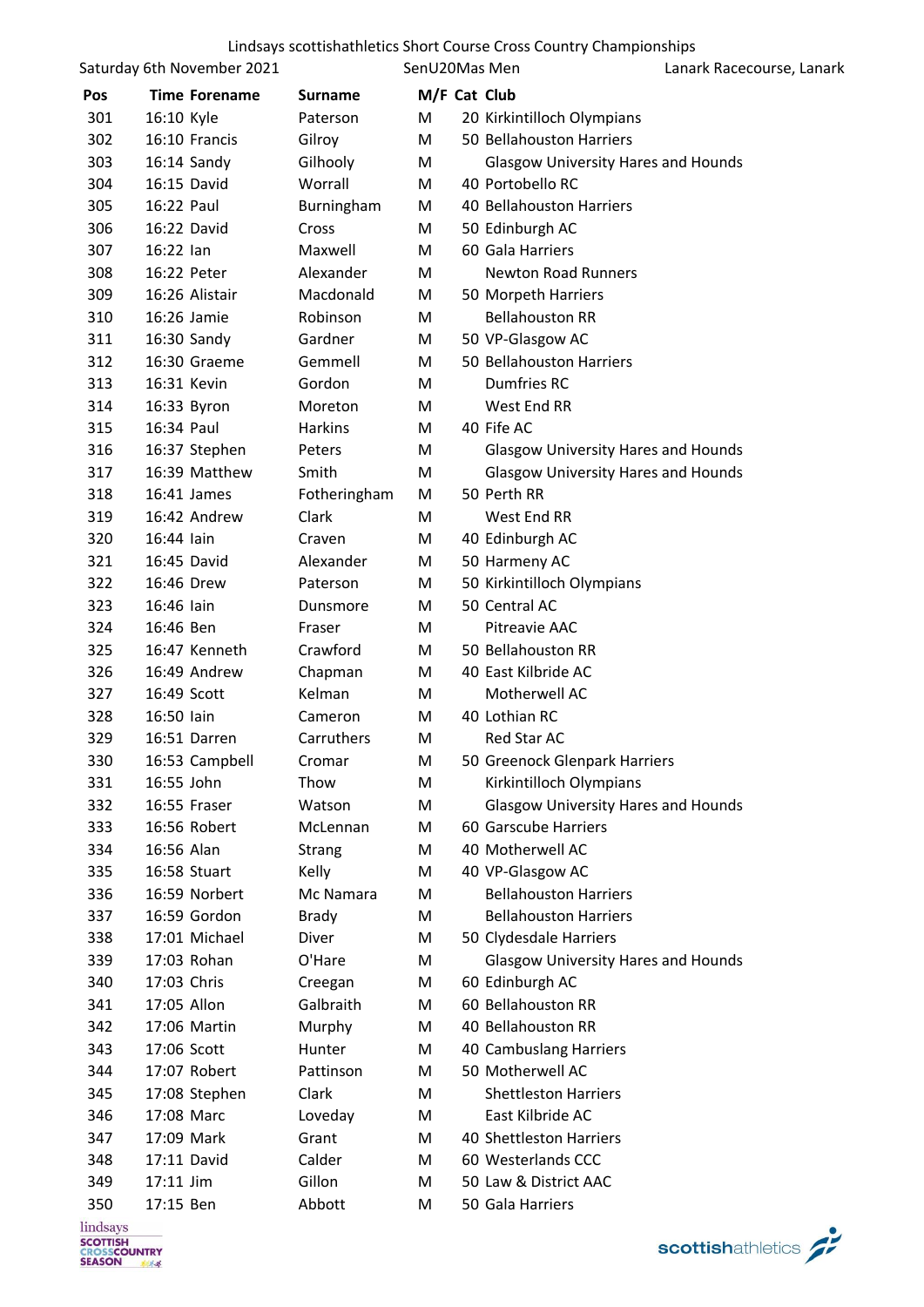Lindsays scottishathletics Short Course Cross Country Championships

Saturday 6th November 2021 — SenU20Mas Men — Lanark Racecourse, Lanark

| Pos | Time | Forename | Surname | M/F | Cat | Club |
|---|---|---|---|---|---|---|
| 301 | 16:10 | Kyle | Paterson | M | 20 | Kirkintilloch Olympians |
| 302 | 16:10 | Francis | Gilroy | M | 50 | Bellahouston Harriers |
| 303 | 16:14 | Sandy | Gilhooly | M | | Glasgow University Hares and Hounds |
| 304 | 16:15 | David | Worrall | M | 40 | Portobello RC |
| 305 | 16:22 | Paul | Burningham | M | 40 | Bellahouston Harriers |
| 306 | 16:22 | David | Cross | M | 50 | Edinburgh AC |
| 307 | 16:22 | Ian | Maxwell | M | 60 | Gala Harriers |
| 308 | 16:22 | Peter | Alexander | M | | Newton Road Runners |
| 309 | 16:26 | Alistair | Macdonald | M | 50 | Morpeth Harriers |
| 310 | 16:26 | Jamie | Robinson | M | | Bellahouston RR |
| 311 | 16:30 | Sandy | Gardner | M | 50 | VP-Glasgow AC |
| 312 | 16:30 | Graeme | Gemmell | M | 50 | Bellahouston Harriers |
| 313 | 16:31 | Kevin | Gordon | M | | Dumfries RC |
| 314 | 16:33 | Byron | Moreton | M | | West End RR |
| 315 | 16:34 | Paul | Harkins | M | 40 | Fife AC |
| 316 | 16:37 | Stephen | Peters | M | | Glasgow University Hares and Hounds |
| 317 | 16:39 | Matthew | Smith | M | | Glasgow University Hares and Hounds |
| 318 | 16:41 | James | Fotheringham | M | 50 | Perth RR |
| 319 | 16:42 | Andrew | Clark | M | | West End RR |
| 320 | 16:44 | Iain | Craven | M | 40 | Edinburgh AC |
| 321 | 16:45 | David | Alexander | M | 50 | Harmeny AC |
| 322 | 16:46 | Drew | Paterson | M | 50 | Kirkintilloch Olympians |
| 323 | 16:46 | Iain | Dunsmore | M | 50 | Central AC |
| 324 | 16:46 | Ben | Fraser | M | | Pitreavie AAC |
| 325 | 16:47 | Kenneth | Crawford | M | 50 | Bellahouston RR |
| 326 | 16:49 | Andrew | Chapman | M | 40 | East Kilbride AC |
| 327 | 16:49 | Scott | Kelman | M | | Motherwell AC |
| 328 | 16:50 | Iain | Cameron | M | 40 | Lothian RC |
| 329 | 16:51 | Darren | Carruthers | M | | Red Star AC |
| 330 | 16:53 | Campbell | Cromar | M | 50 | Greenock Glenpark Harriers |
| 331 | 16:55 | John | Thow | M | | Kirkintilloch Olympians |
| 332 | 16:55 | Fraser | Watson | M | | Glasgow University Hares and Hounds |
| 333 | 16:56 | Robert | McLennan | M | 60 | Garscube Harriers |
| 334 | 16:56 | Alan | Strang | M | 40 | Motherwell AC |
| 335 | 16:58 | Stuart | Kelly | M | 40 | VP-Glasgow AC |
| 336 | 16:59 | Norbert | Mc Namara | M | | Bellahouston Harriers |
| 337 | 16:59 | Gordon | Brady | M | | Bellahouston Harriers |
| 338 | 17:01 | Michael | Diver | M | 50 | Clydesdale Harriers |
| 339 | 17:03 | Rohan | O'Hare | M | | Glasgow University Hares and Hounds |
| 340 | 17:03 | Chris | Creegan | M | 60 | Edinburgh AC |
| 341 | 17:05 | Allon | Galbraith | M | 60 | Bellahouston RR |
| 342 | 17:06 | Martin | Murphy | M | 40 | Bellahouston RR |
| 343 | 17:06 | Scott | Hunter | M | 40 | Cambuslang Harriers |
| 344 | 17:07 | Robert | Pattinson | M | 50 | Motherwell AC |
| 345 | 17:08 | Stephen | Clark | M | | Shettleston Harriers |
| 346 | 17:08 | Marc | Loveday | M | | East Kilbride AC |
| 347 | 17:09 | Mark | Grant | M | 40 | Shettleston Harriers |
| 348 | 17:11 | David | Calder | M | 60 | Westerlands CCC |
| 349 | 17:11 | Jim | Gillon | M | 50 | Law & District AAC |
| 350 | 17:15 | Ben | Abbott | M | 50 | Gala Harriers |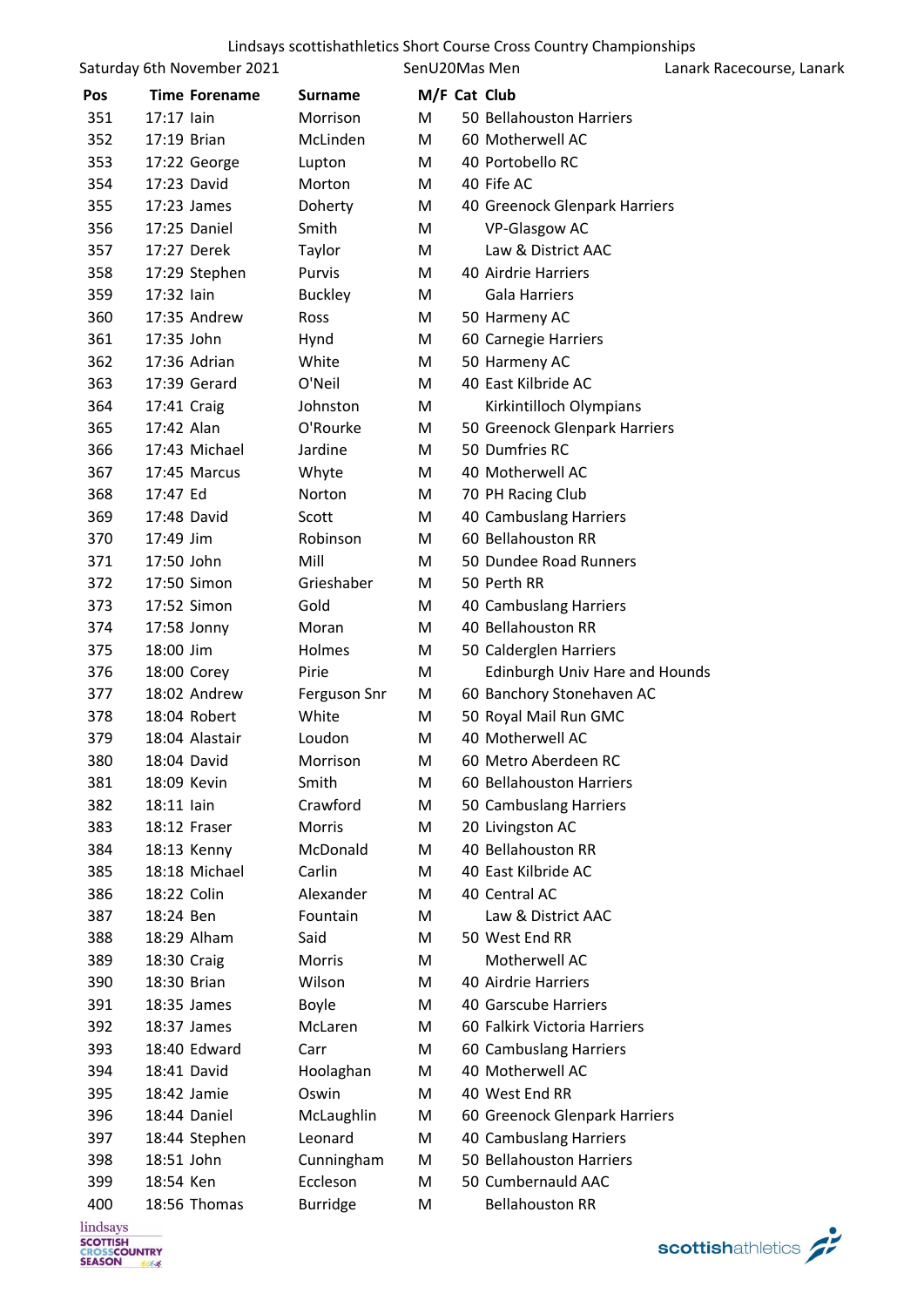Lindsays scottishathletics Short Course Cross Country Championships

Saturday 6th November 2021 | SenU20Mas Men | Lanark Racecourse, Lanark

| Pos | Time | Forename | Surname | M/F | Cat | Club |
|---|---|---|---|---|---|---|
| 351 | 17:17 | Iain | Morrison | M | 50 | Bellahouston Harriers |
| 352 | 17:19 | Brian | McLinden | M | 60 | Motherwell AC |
| 353 | 17:22 | George | Lupton | M | 40 | Portobello RC |
| 354 | 17:23 | David | Morton | M | 40 | Fife AC |
| 355 | 17:23 | James | Doherty | M | 40 | Greenock Glenpark Harriers |
| 356 | 17:25 | Daniel | Smith | M | | VP-Glasgow AC |
| 357 | 17:27 | Derek | Taylor | M | | Law & District AAC |
| 358 | 17:29 | Stephen | Purvis | M | 40 | Airdrie Harriers |
| 359 | 17:32 | Iain | Buckley | M | | Gala Harriers |
| 360 | 17:35 | Andrew | Ross | M | 50 | Harmeny AC |
| 361 | 17:35 | John | Hynd | M | 60 | Carnegie Harriers |
| 362 | 17:36 | Adrian | White | M | 50 | Harmeny AC |
| 363 | 17:39 | Gerard | O'Neil | M | 40 | East Kilbride AC |
| 364 | 17:41 | Craig | Johnston | M | | Kirkintilloch Olympians |
| 365 | 17:42 | Alan | O'Rourke | M | 50 | Greenock Glenpark Harriers |
| 366 | 17:43 | Michael | Jardine | M | 50 | Dumfries RC |
| 367 | 17:45 | Marcus | Whyte | M | 40 | Motherwell AC |
| 368 | 17:47 | Ed | Norton | M | 70 | PH Racing Club |
| 369 | 17:48 | David | Scott | M | 40 | Cambuslang Harriers |
| 370 | 17:49 | Jim | Robinson | M | 60 | Bellahouston RR |
| 371 | 17:50 | John | Mill | M | 50 | Dundee Road Runners |
| 372 | 17:50 | Simon | Grieshaber | M | 50 | Perth RR |
| 373 | 17:52 | Simon | Gold | M | 40 | Cambuslang Harriers |
| 374 | 17:58 | Jonny | Moran | M | 40 | Bellahouston RR |
| 375 | 18:00 | Jim | Holmes | M | 50 | Calderglen Harriers |
| 376 | 18:00 | Corey | Pirie | M | | Edinburgh Univ Hare and Hounds |
| 377 | 18:02 | Andrew | Ferguson Snr | M | 60 | Banchory Stonehaven AC |
| 378 | 18:04 | Robert | White | M | 50 | Royal Mail Run GMC |
| 379 | 18:04 | Alastair | Loudon | M | 40 | Motherwell AC |
| 380 | 18:04 | David | Morrison | M | 60 | Metro Aberdeen RC |
| 381 | 18:09 | Kevin | Smith | M | 60 | Bellahouston Harriers |
| 382 | 18:11 | Iain | Crawford | M | 50 | Cambuslang Harriers |
| 383 | 18:12 | Fraser | Morris | M | 20 | Livingston AC |
| 384 | 18:13 | Kenny | McDonald | M | 40 | Bellahouston RR |
| 385 | 18:18 | Michael | Carlin | M | 40 | East Kilbride AC |
| 386 | 18:22 | Colin | Alexander | M | 40 | Central AC |
| 387 | 18:24 | Ben | Fountain | M | | Law & District AAC |
| 388 | 18:29 | Alham | Said | M | 50 | West End RR |
| 389 | 18:30 | Craig | Morris | M | | Motherwell AC |
| 390 | 18:30 | Brian | Wilson | M | 40 | Airdrie Harriers |
| 391 | 18:35 | James | Boyle | M | 40 | Garscube Harriers |
| 392 | 18:37 | James | McLaren | M | 60 | Falkirk Victoria Harriers |
| 393 | 18:40 | Edward | Carr | M | 60 | Cambuslang Harriers |
| 394 | 18:41 | David | Hoolaghan | M | 40 | Motherwell AC |
| 395 | 18:42 | Jamie | Oswin | M | 40 | West End RR |
| 396 | 18:44 | Daniel | McLaughlin | M | 60 | Greenock Glenpark Harriers |
| 397 | 18:44 | Stephen | Leonard | M | 40 | Cambuslang Harriers |
| 398 | 18:51 | John | Cunningham | M | 50 | Bellahouston Harriers |
| 399 | 18:54 | Ken | Eccleson | M | 50 | Cumbernauld AAC |
| 400 | 18:56 | Thomas | Burridge | M | | Bellahouston RR |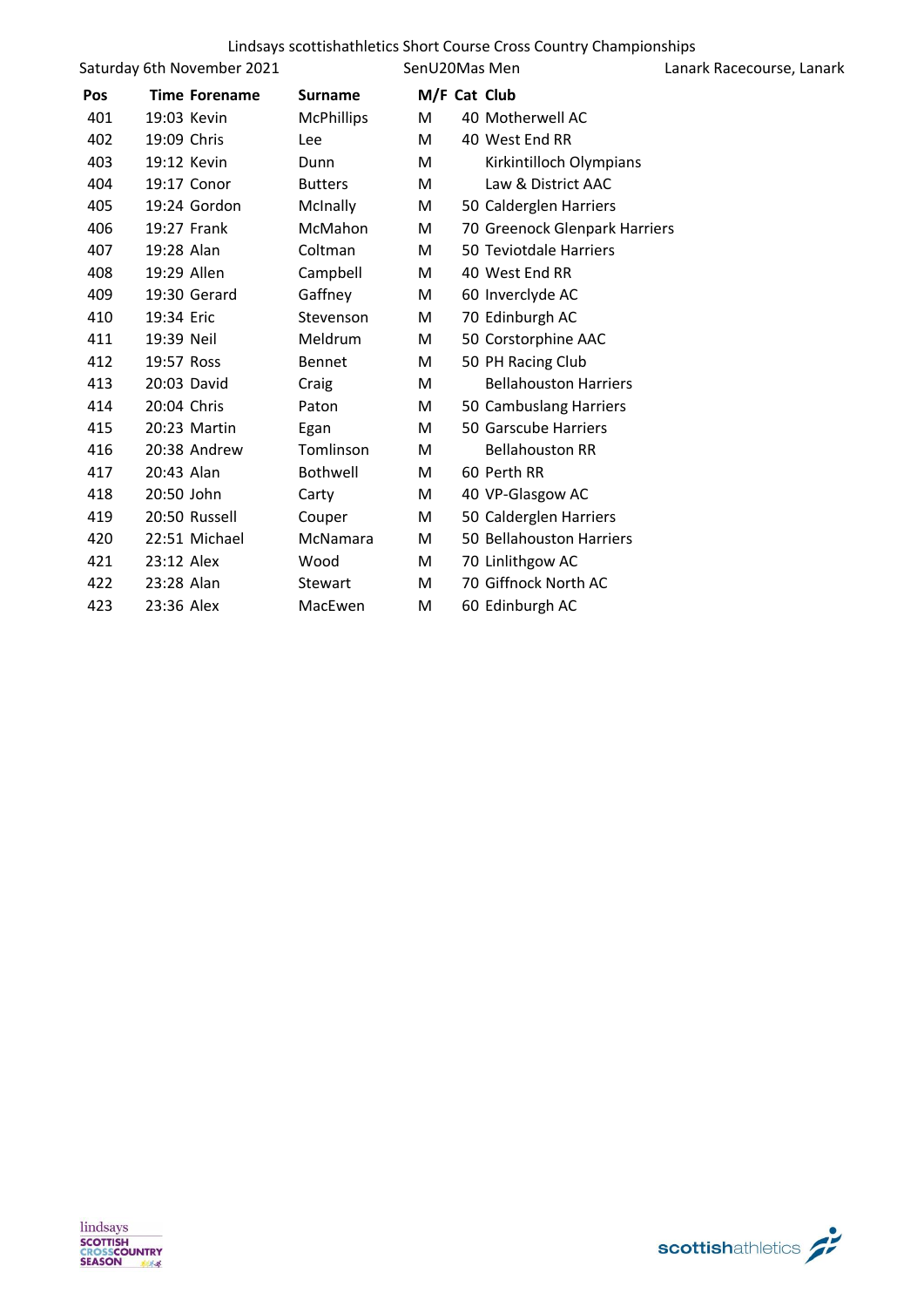Lindsays scottishathletics Short Course Cross Country Championships

Saturday 6th November 2021 | SenU20Mas Men | Lanark Racecourse, Lanark

| Pos | Time | Forename | Surname | M/F | Cat | Club |
|---|---|---|---|---|---|---|
| 401 | 19:03 | Kevin | McPhillips | M | 40 | Motherwell AC |
| 402 | 19:09 | Chris | Lee | M | 40 | West End RR |
| 403 | 19:12 | Kevin | Dunn | M | | Kirkintilloch Olympians |
| 404 | 19:17 | Conor | Butters | M | | Law & District AAC |
| 405 | 19:24 | Gordon | McInally | M | 50 | Calderglen Harriers |
| 406 | 19:27 | Frank | McMahon | M | 70 | Greenock Glenpark Harriers |
| 407 | 19:28 | Alan | Coltman | M | 50 | Teviotdale Harriers |
| 408 | 19:29 | Allen | Campbell | M | 40 | West End RR |
| 409 | 19:30 | Gerard | Gaffney | M | 60 | Inverclyde AC |
| 410 | 19:34 | Eric | Stevenson | M | 70 | Edinburgh AC |
| 411 | 19:39 | Neil | Meldrum | M | 50 | Corstorphine AAC |
| 412 | 19:57 | Ross | Bennet | M | 50 | PH Racing Club |
| 413 | 20:03 | David | Craig | M | | Bellahouston Harriers |
| 414 | 20:04 | Chris | Paton | M | 50 | Cambuslang Harriers |
| 415 | 20:23 | Martin | Egan | M | 50 | Garscube Harriers |
| 416 | 20:38 | Andrew | Tomlinson | M | | Bellahouston RR |
| 417 | 20:43 | Alan | Bothwell | M | 60 | Perth RR |
| 418 | 20:50 | John | Carty | M | 40 | VP-Glasgow AC |
| 419 | 20:50 | Russell | Couper | M | 50 | Calderglen Harriers |
| 420 | 22:51 | Michael | McNamara | M | 50 | Bellahouston Harriers |
| 421 | 23:12 | Alex | Wood | M | 70 | Linlithgow AC |
| 422 | 23:28 | Alan | Stewart | M | 70 | Giffnock North AC |
| 423 | 23:36 | Alex | MacEwen | M | 60 | Edinburgh AC |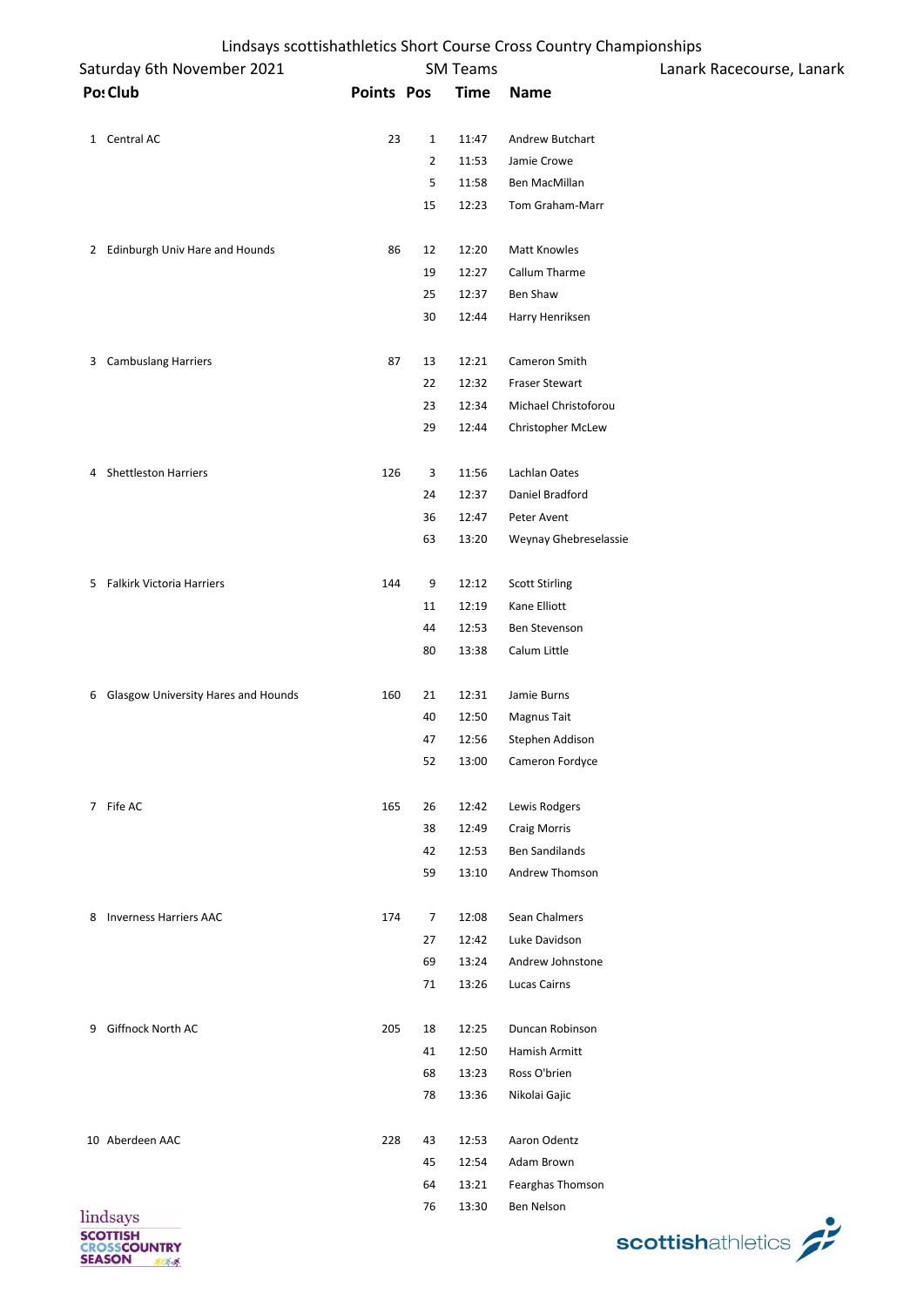# Lindsays scottishathletics Short Course Cross Country Championships

Saturday 6th November 2021 | SM Teams | Lanark Racecourse, Lanark

| Pos | Club | Points | Pos | Time | Name |
|---|---|---|---|---|---|
| 1 | Central AC | 23 | 1 | 11:47 | Andrew Butchart |
| | | | 2 | 11:53 | Jamie Crowe |
| | | | 5 | 11:58 | Ben MacMillan |
| | | | 15 | 12:23 | Tom Graham-Marr |
| 2 | Edinburgh Univ Hare and Hounds | 86 | 12 | 12:20 | Matt Knowles |
| | | | 19 | 12:27 | Callum Tharme |
| | | | 25 | 12:37 | Ben Shaw |
| | | | 30 | 12:44 | Harry Henriksen |
| 3 | Cambuslang Harriers | 87 | 13 | 12:21 | Cameron Smith |
| | | | 22 | 12:32 | Fraser Stewart |
| | | | 23 | 12:34 | Michael Christoforou |
| | | | 29 | 12:44 | Christopher McLew |
| 4 | Shettleston Harriers | 126 | 3 | 11:56 | Lachlan Oates |
| | | | 24 | 12:37 | Daniel Bradford |
| | | | 36 | 12:47 | Peter Avent |
| | | | 63 | 13:20 | Weynay Ghebreselassie |
| 5 | Falkirk Victoria Harriers | 144 | 9 | 12:12 | Scott Stirling |
| | | | 11 | 12:19 | Kane Elliott |
| | | | 44 | 12:53 | Ben Stevenson |
| | | | 80 | 13:38 | Calum Little |
| 6 | Glasgow University Hares and Hounds | 160 | 21 | 12:31 | Jamie Burns |
| | | | 40 | 12:50 | Magnus Tait |
| | | | 47 | 12:56 | Stephen Addison |
| | | | 52 | 13:00 | Cameron Fordyce |
| 7 | Fife AC | 165 | 26 | 12:42 | Lewis Rodgers |
| | | | 38 | 12:49 | Craig Morris |
| | | | 42 | 12:53 | Ben Sandilands |
| | | | 59 | 13:10 | Andrew Thomson |
| 8 | Inverness Harriers AAC | 174 | 7 | 12:08 | Sean Chalmers |
| | | | 27 | 12:42 | Luke Davidson |
| | | | 69 | 13:24 | Andrew Johnstone |
| | | | 71 | 13:26 | Lucas Cairns |
| 9 | Giffnock North AC | 205 | 18 | 12:25 | Duncan Robinson |
| | | | 41 | 12:50 | Hamish Armitt |
| | | | 68 | 13:23 | Ross O'brien |
| | | | 78 | 13:36 | Nikolai Gajic |
| 10 | Aberdeen AAC | 228 | 43 | 12:53 | Aaron Odentz |
| | | | 45 | 12:54 | Adam Brown |
| | | | 64 | 13:21 | Fearghas Thomson |
| | | | 76 | 13:30 | Ben Nelson |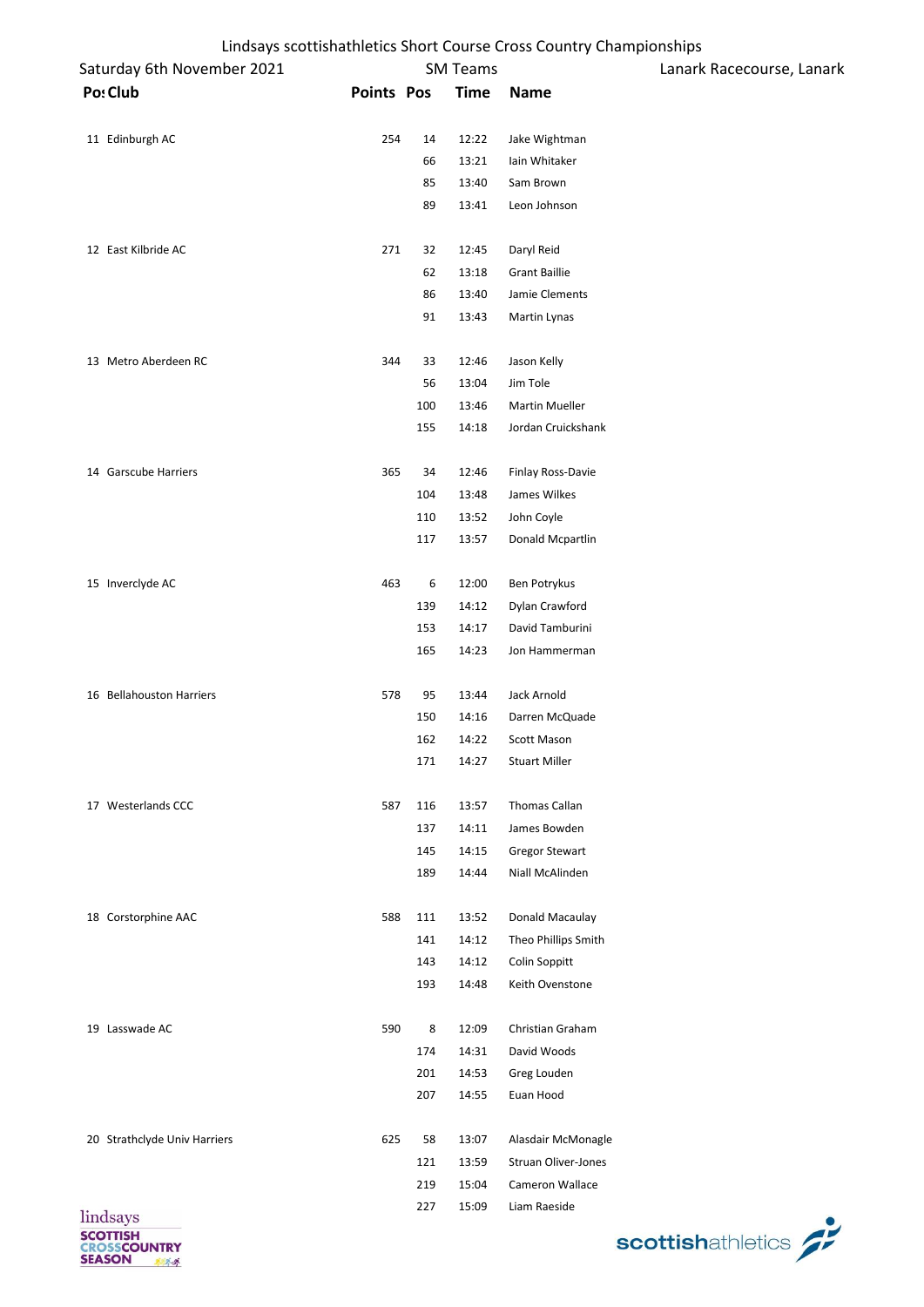# Lindsays scottishathletics Short Course Cross Country Championships

Saturday 6th November 2021 — SM Teams — Lanark Racecourse, Lanark

| Pos | Club | Points | Pos | Time | Name |
|---|---|---|---|---|---|
| 11 | Edinburgh AC | 254 | 14 | 12:22 | Jake Wightman |
| | | | 66 | 13:21 | Iain Whitaker |
| | | | 85 | 13:40 | Sam Brown |
| | | | 89 | 13:41 | Leon Johnson |
| 12 | East Kilbride AC | 271 | 32 | 12:45 | Daryl Reid |
| | | | 62 | 13:18 | Grant Baillie |
| | | | 86 | 13:40 | Jamie Clements |
| | | | 91 | 13:43 | Martin Lynas |
| 13 | Metro Aberdeen RC | 344 | 33 | 12:46 | Jason Kelly |
| | | | 56 | 13:04 | Jim Tole |
| | | | 100 | 13:46 | Martin Mueller |
| | | | 155 | 14:18 | Jordan Cruickshank |
| 14 | Garscube Harriers | 365 | 34 | 12:46 | Finlay Ross-Davie |
| | | | 104 | 13:48 | James Wilkes |
| | | | 110 | 13:52 | John Coyle |
| | | | 117 | 13:57 | Donald Mcpartlin |
| 15 | Inverclyde AC | 463 | 6 | 12:00 | Ben Potrykus |
| | | | 139 | 14:12 | Dylan Crawford |
| | | | 153 | 14:17 | David Tamburini |
| | | | 165 | 14:23 | Jon Hammerman |
| 16 | Bellahouston Harriers | 578 | 95 | 13:44 | Jack Arnold |
| | | | 150 | 14:16 | Darren McQuade |
| | | | 162 | 14:22 | Scott Mason |
| | | | 171 | 14:27 | Stuart Miller |
| 17 | Westerlands CCC | 587 | 116 | 13:57 | Thomas Callan |
| | | | 137 | 14:11 | James Bowden |
| | | | 145 | 14:15 | Gregor Stewart |
| | | | 189 | 14:44 | Niall McAlinden |
| 18 | Corstorphine AAC | 588 | 111 | 13:52 | Donald Macaulay |
| | | | 141 | 14:12 | Theo Phillips Smith |
| | | | 143 | 14:12 | Colin Soppitt |
| | | | 193 | 14:48 | Keith Ovenstone |
| 19 | Lasswade AC | 590 | 8 | 12:09 | Christian Graham |
| | | | 174 | 14:31 | David Woods |
| | | | 201 | 14:53 | Greg Louden |
| | | | 207 | 14:55 | Euan Hood |
| 20 | Strathclyde Univ Harriers | 625 | 58 | 13:07 | Alasdair McMonagle |
| | | | 121 | 13:59 | Struan Oliver-Jones |
| | | | 219 | 15:04 | Cameron Wallace |
| | | | 227 | 15:09 | Liam Raeside |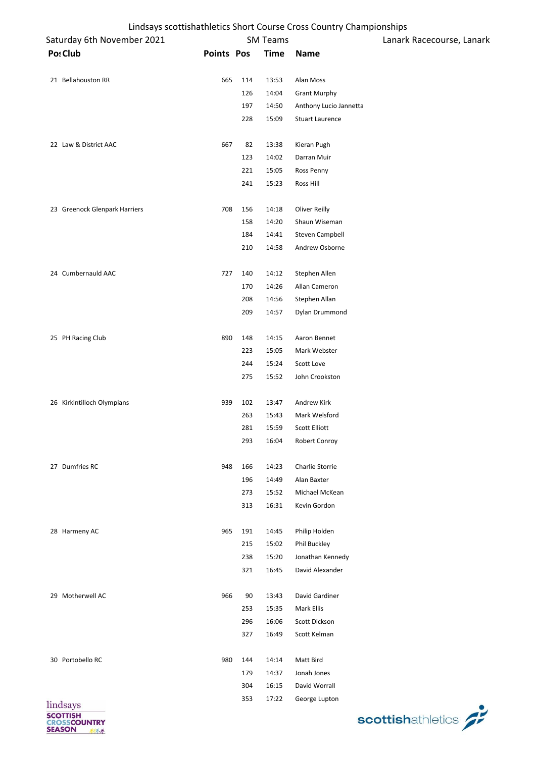Lindsays scottishathletics Short Course Cross Country Championships

Saturday 6th November 2021 — SM Teams — Lanark Racecourse, Lanark

| Pos | Club | Points | Pos | Time | Name |
|---|---|---|---|---|---|
| 21 | Bellahouston RR | 665 | 114 | 13:53 | Alan Moss |
| | | | 126 | 14:04 | Grant Murphy |
| | | | 197 | 14:50 | Anthony Lucio Jannetta |
| | | | 228 | 15:09 | Stuart Laurence |
| 22 | Law & District AAC | 667 | 82 | 13:38 | Kieran Pugh |
| | | | 123 | 14:02 | Darran Muir |
| | | | 221 | 15:05 | Ross Penny |
| | | | 241 | 15:23 | Ross Hill |
| 23 | Greenock Glenpark Harriers | 708 | 156 | 14:18 | Oliver Reilly |
| | | | 158 | 14:20 | Shaun Wiseman |
| | | | 184 | 14:41 | Steven Campbell |
| | | | 210 | 14:58 | Andrew Osborne |
| 24 | Cumbernauld AAC | 727 | 140 | 14:12 | Stephen Allen |
| | | | 170 | 14:26 | Allan Cameron |
| | | | 208 | 14:56 | Stephen Allan |
| | | | 209 | 14:57 | Dylan Drummond |
| 25 | PH Racing Club | 890 | 148 | 14:15 | Aaron Bennet |
| | | | 223 | 15:05 | Mark Webster |
| | | | 244 | 15:24 | Scott Love |
| | | | 275 | 15:52 | John Crookston |
| 26 | Kirkintilloch Olympians | 939 | 102 | 13:47 | Andrew Kirk |
| | | | 263 | 15:43 | Mark Welsford |
| | | | 281 | 15:59 | Scott Elliott |
| | | | 293 | 16:04 | Robert Conroy |
| 27 | Dumfries RC | 948 | 166 | 14:23 | Charlie Storrie |
| | | | 196 | 14:49 | Alan Baxter |
| | | | 273 | 15:52 | Michael McKean |
| | | | 313 | 16:31 | Kevin Gordon |
| 28 | Harmeny AC | 965 | 191 | 14:45 | Philip Holden |
| | | | 215 | 15:02 | Phil Buckley |
| | | | 238 | 15:20 | Jonathan Kennedy |
| | | | 321 | 16:45 | David Alexander |
| 29 | Motherwell AC | 966 | 90 | 13:43 | David Gardiner |
| | | | 253 | 15:35 | Mark Ellis |
| | | | 296 | 16:06 | Scott Dickson |
| | | | 327 | 16:49 | Scott Kelman |
| 30 | Portobello RC | 980 | 144 | 14:14 | Matt Bird |
| | | | 179 | 14:37 | Jonah Jones |
| | | | 304 | 16:15 | David Worrall |
| | | | 353 | 17:22 | George Lupton |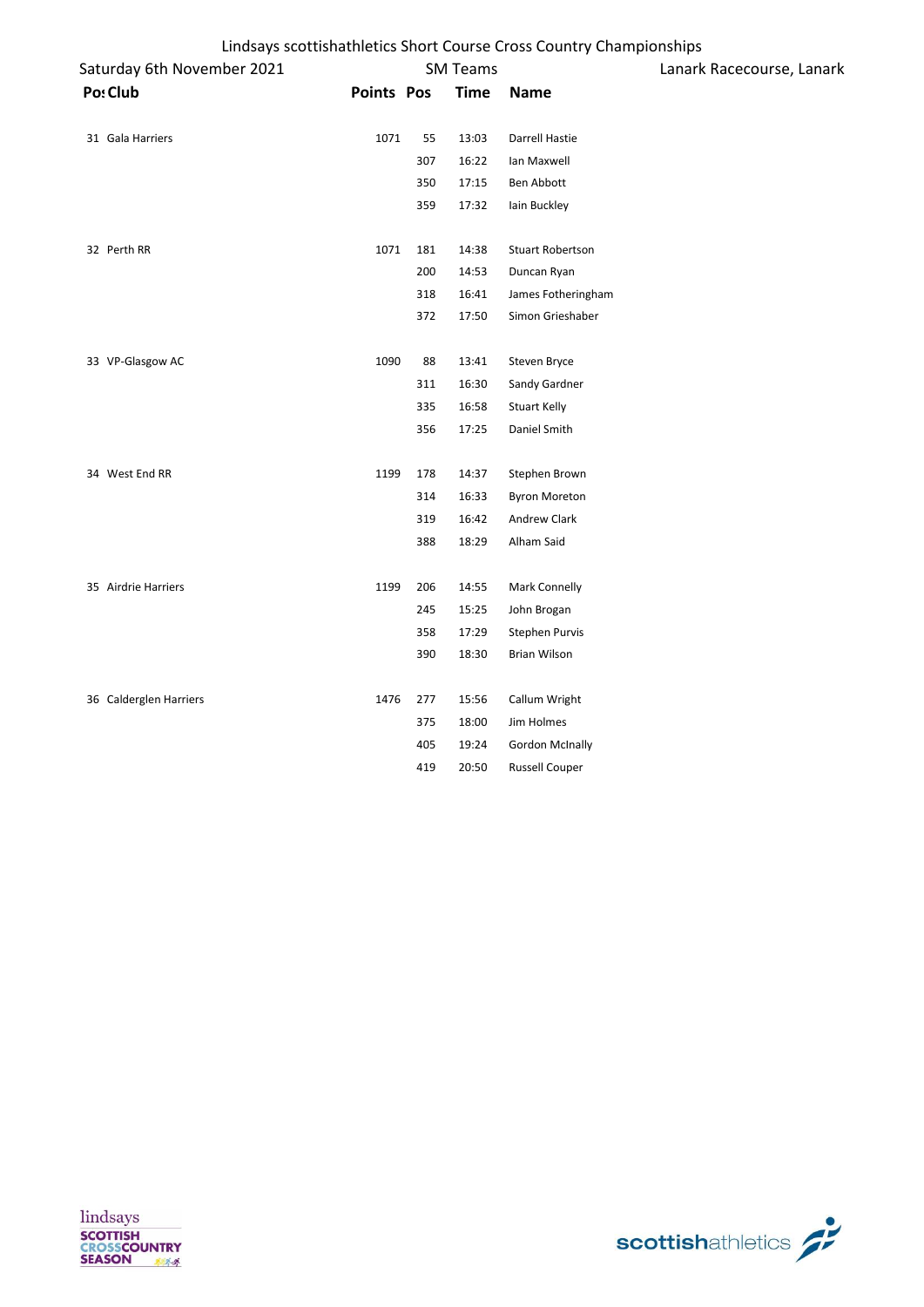Lindsays scottishathletics Short Course Cross Country Championships

Saturday 6th November 2021 | SM Teams | Lanark Racecourse, Lanark

| Pos | Club | Points | Pos | Time | Name |
|---|---|---|---|---|---|
| 31 | Gala Harriers | 1071 | 55 | 13:03 | Darrell Hastie |
| | | | 307 | 16:22 | Ian Maxwell |
| | | | 350 | 17:15 | Ben Abbott |
| | | | 359 | 17:32 | Iain Buckley |
| 32 | Perth RR | 1071 | 181 | 14:38 | Stuart Robertson |
| | | | 200 | 14:53 | Duncan Ryan |
| | | | 318 | 16:41 | James Fotheringham |
| | | | 372 | 17:50 | Simon Grieshaber |
| 33 | VP-Glasgow AC | 1090 | 88 | 13:41 | Steven Bryce |
| | | | 311 | 16:30 | Sandy Gardner |
| | | | 335 | 16:58 | Stuart Kelly |
| | | | 356 | 17:25 | Daniel Smith |
| 34 | West End RR | 1199 | 178 | 14:37 | Stephen Brown |
| | | | 314 | 16:33 | Byron Moreton |
| | | | 319 | 16:42 | Andrew Clark |
| | | | 388 | 18:29 | Alham Said |
| 35 | Airdrie Harriers | 1199 | 206 | 14:55 | Mark Connelly |
| | | | 245 | 15:25 | John Brogan |
| | | | 358 | 17:29 | Stephen Purvis |
| | | | 390 | 18:30 | Brian Wilson |
| 36 | Calderglen Harriers | 1476 | 277 | 15:56 | Callum Wright |
| | | | 375 | 18:00 | Jim Holmes |
| | | | 405 | 19:24 | Gordon McInally |
| | | | 419 | 20:50 | Russell Couper |